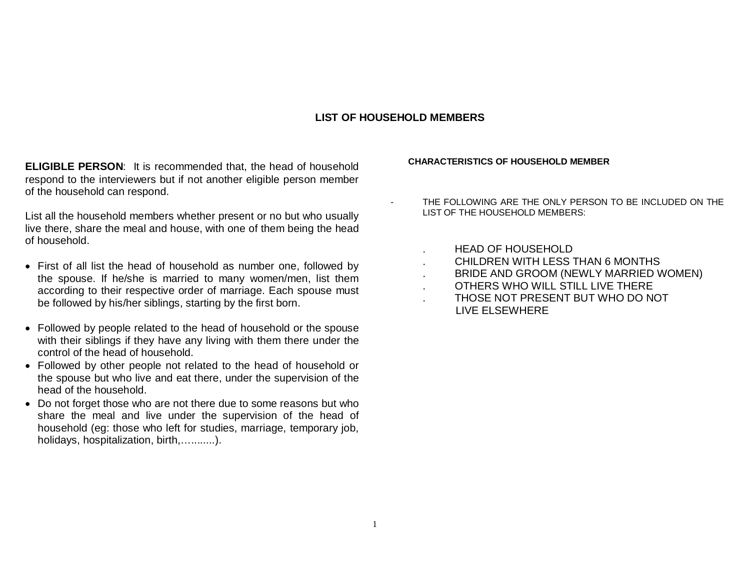# LIST OF HOUSEHOLD MEMBERS

**ELIGIBLE PERSON**: It is recommended that, the head of household respond to the interviewers but if not another eligible person member of the household can respond.

List all the household members whether present or no but who usually live there, share the meal and house, with one of them being the head of household.

- First of all list the head of household as number one, followed by the spouse. If he/she is married to many women/men, list them according to their respective order of marriage. Each spouse must be followed by his/her siblings, starting by the first born.
- Followed by people related to the head of household or the spouse with their siblings if they have any living with them there under the control of the head of household.
- Followed by other people not related to the head of household or the spouse but who live and eat there, under the supervision of the head of the household.
- Do not forget those who are not there due to some reasons but who share the meal and live under the supervision of the head of household (eg: those who left for studies, marriage, temporary job, holidays, hospitalization, birth,...........).

**CHARACTERISTICS OF HOUSEHOLD MEMBER**

- THE FOLLOWING ARE THE ONLY PERSON TO BE INCLUDED ON THE LIST OF THE HOUSEHOLD MEMBERS:

  . HEAD OF HOUSEHOLD
  . CHILDREN WITH LESS THAN 6 MONTHS
  . BRIDE AND GROOM (NEWLY MARRIED WOMEN)
  . OTHERS WHO WILL STILL LIVE THERE
  . THOSE NOT PRESENT BUT WHO DO NOT LIVE ELSEWHERE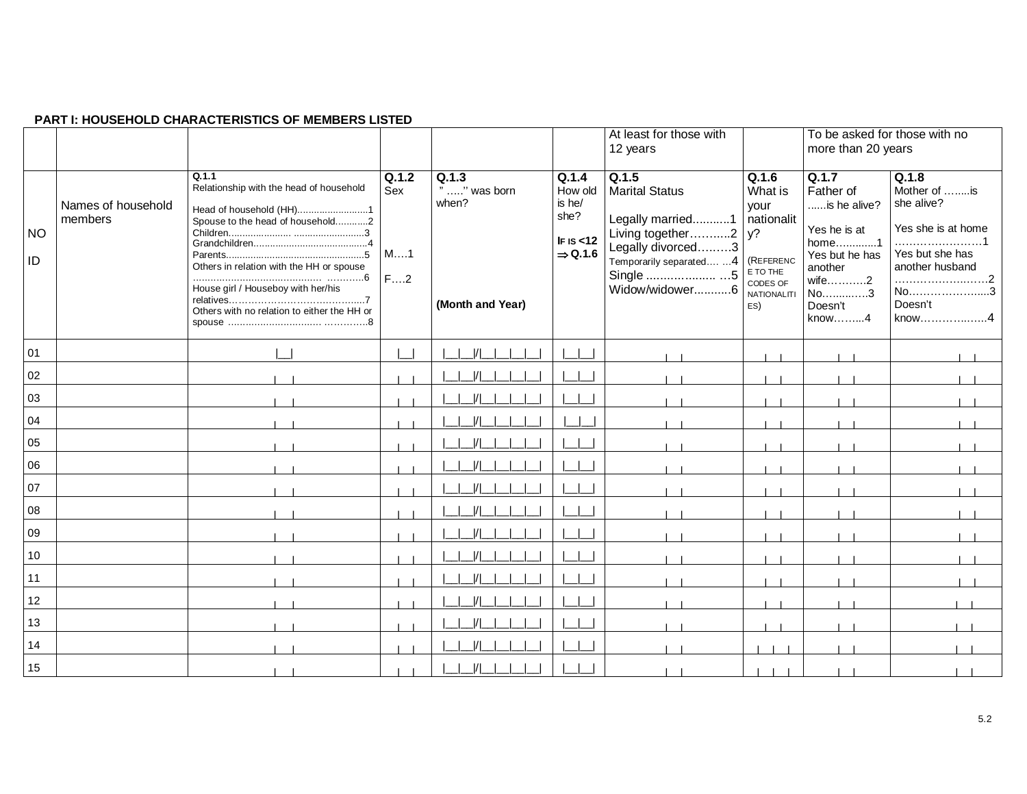**PART I: HOUSEHOLD CHARACTERISTICS OF MEMBERS LISTED**

| | | | | | | At least for those with 12 years | | To be asked for those with no more than 20 years | |
|---|---|---|---|---|---|---|---|---|---|
| NO ID | Names of household members | **Q.1.1** Relationship with the head of household<br>Head of household (HH)..........................1<br>Spouse to the head of household............2<br>Children....................... .........................3<br>Grandchildren..........................................4<br>Parents...................................................5<br>Others in relation with the HH or spouse .......................................... ...........6<br>House girl / Houseboy with her/his relatives……………………………….....7<br>Others with no relation to either the HH or spouse ............................... .............8 | **Q.1.2** Sex<br>M….1<br>F….2 | **Q.1.3** " …..'' was born when?<br>**(Month and Year)** | **Q.1.4** How old is he/ she?<br>**IF IS <12 ⇒ Q.1.6** | **Q.1.5** Marital Status<br>Legally married...........1<br>Living together………..2<br>Legally divorced………3<br>Temporarily separated…. …4<br>Single …………....... …5<br>Widow/widower...........6 | **Q.1.6** What is your nationality?<br>(REFERENCE TO THE CODES OF NATIONALITIES) | **Q.1.7** Father of ......is he alive?<br>Yes he is at home…..........1<br>Yes but he has another wife……….2<br>No…..…..…3<br>Doesn't know……...4 | **Q.1.8** Mother of ……..is she alive?<br>Yes she is at home ……………………1<br>Yes but she has another husband …………………..….2<br>No………………….....3<br>Doesn't know…………..…..4 |
| 01 | | \|__\| | \|__\| | \|__\|__\|/\|__\|__\|__\|__\| | \|__\|__\| | \|__\| | \|__\| | \|__\| | \|__\| |
| 02 | | \|__\| | \|__\| | \|__\|__\|/\|__\|__\|__\|__\| | \|__\|__\| | \|__\| | \|__\| | \|__\| | \|__\| |
| 03 | | \|__\| | \|__\| | \|__\|__\|/\|__\|__\|__\|__\| | \|__\|__\| | \|__\| | \|__\| | \|__\| | \|__\| |
| 04 | | \|__\| | \|__\| | \|__\|__\|/\|__\|__\|__\|__\| | \|__\|__\| | \|__\| | \|__\| | \|__\| | \|__\| |
| 05 | | \|__\| | \|__\| | \|__\|__\|/\|__\|__\|__\|__\| | \|__\|__\| | \|__\| | \|__\| | \|__\| | \|__\| |
| 06 | | \|__\| | \|__\| | \|__\|__\|/\|__\|__\|__\|__\| | \|__\|__\| | \|__\| | \|__\| | \|__\| | \|__\| |
| 07 | | \|__\| | \|__\| | \|__\|__\|/\|__\|__\|__\|__\| | \|__\|__\| | \|__\| | \|__\| | \|__\| | \|__\| |
| 08 | | \|__\| | \|__\| | \|__\|__\|/\|__\|__\|__\|__\| | \|__\|__\| | \|__\| | \|__\| | \|__\| | \|__\| |
| 09 | | \|__\| | \|__\| | \|__\|__\|/\|__\|__\|__\|__\| | \|__\|__\| | \|__\| | \|__\| | \|__\| | \|__\| |
| 10 | | \|__\| | \|__\| | \|__\|__\|/\|__\|__\|__\|__\| | \|__\|__\| | \|__\| | \|__\| | \|__\| | \|__\| |
| 11 | | \|__\| | \|__\| | \|__\|__\|/\|__\|__\|__\|__\| | \|__\|__\| | \|__\| | \|__\| | \|__\| | \|__\| |
| 12 | | \|__\| | \|__\| | \|__\|__\|/\|__\|__\|__\|__\| | \|__\|__\| | \|__\| | \|__\| | \|__\| | \|__\| |
| 13 | | \|__\| | \|__\| | \|__\|__\|/\|__\|__\|__\|__\| | \|__\|__\| | \|__\| | \|__\| | \|__\| | \|__\| |
| 14 | | \|__\| | \|__\| | \|__\|__\|/\|__\|__\|__\|__\| | \|__\|__\| | \|__\| | \|__\|__\| | \|__\| | \|__\| |
| 15 | | \|__\| | \|__\| | \|__\|__\|/\|__\|__\|__\|__\| | \|__\|__\| | \|__\| | \|__\|__\| | \|__\| | \|__\| |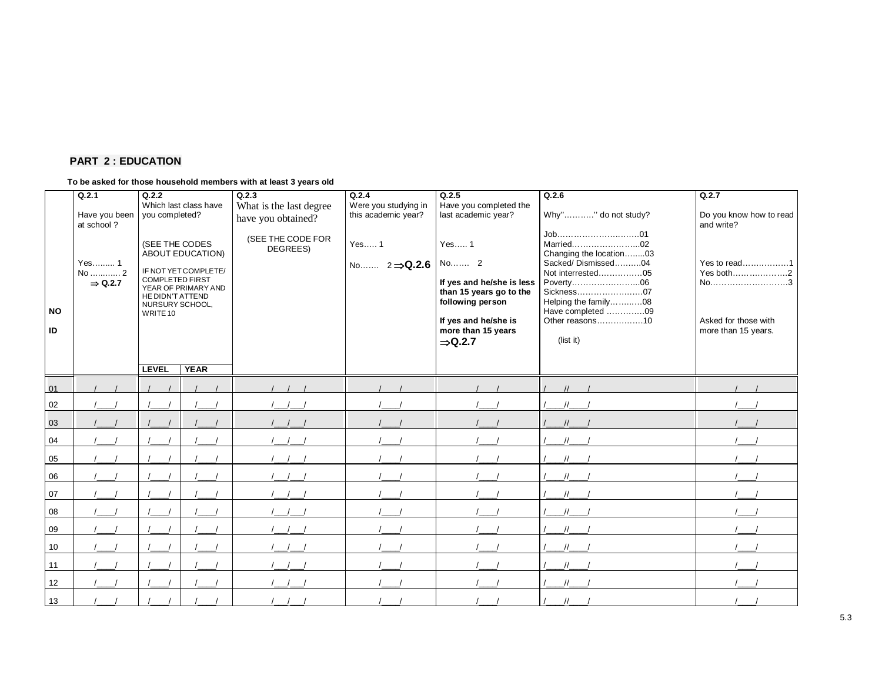## PART 2 : EDUCATION

**To be asked for those household members with at least 3 years old**

| NO ID | Q.2.1 Have you been at school ? Yes……... 1 No ……….. 2 ⇒ Q.2.7 | Q.2.2 Which last class have you completed? (SEE THE CODES ABOUT EDUCATION) IF NOT YET COMPLETE/ COMPLETED FIRST YEAR OF PRIMARY AND HE DIDN'T ATTEND NURSURY SCHOOL, WRITE 10 | | Q.2.3 What is the last degree have you obtained? (SEE THE CODE FOR DEGREES) | Q.2.4 Were you studying in this academic year? Yes….. 1 No……. 2 ⇒Q.2.6 | Q.2.5 Have you completed the last academic year? Yes….. 1 No……. 2 **If yes and he/she is less than 15 years go to the following person** **If yes and he/she is more than 15 years ⇒Q.2.7** | Q.2.6 Why''………'' do not study? Job…………………………01 Married…………………….02 Changing the location……..03 Sacked/ Dismissed……….04 Not interrested…………….05 Poverty……………………..06 Sickness……………………07 Helping the family………..08 Have completed ………….09 Other reasons…………….10 (list it) | Q.2.7 Do you know how to read and write? Yes to read……………..1 Yes both………………..2 No……………………….3 Asked for those with more than 15 years. |
|---|---|---|---|---|---|---|---|---|
| | | LEVEL | YEAR | | | | | |
| 01 | /___/ | /___/ | /___/ | /__/__/ | /___/ | /___/ | /___//___/ | /___/ |
| 02 | /___/ | /___/ | /___/ | /__/__/ | /___/ | /___/ | /___//___/ | /___/ |
| 03 | /___/ | /___/ | /___/ | /__/__/ | /___/ | /___/ | /___//___/ | /___/ |
| 04 | /___/ | /___/ | /___/ | /__/__/ | /___/ | /___/ | /___//___/ | /___/ |
| 05 | /___/ | /___/ | /___/ | /__/__/ | /___/ | /___/ | /___//___/ | /___/ |
| 06 | /___/ | /___/ | /___/ | /__/__/ | /___/ | /___/ | /___//___/ | /___/ |
| 07 | /___/ | /___/ | /___/ | /__/__/ | /___/ | /___/ | /___//___/ | /___/ |
| 08 | /___/ | /___/ | /___/ | /__/__/ | /___/ | /___/ | /___//___/ | /___/ |
| 09 | /___/ | /___/ | /___/ | /__/__/ | /___/ | /___/ | /___//___/ | /___/ |
| 10 | /___/ | /___/ | /___/ | /__/__/ | /___/ | /___/ | /___//___/ | /___/ |
| 11 | /___/ | /___/ | /___/ | /__/__/ | /___/ | /___/ | /___//___/ | /___/ |
| 12 | /___/ | /___/ | /___/ | /__/__/ | /___/ | /___/ | /___//___/ | /___/ |
| 13 | /___/ | /___/ | /___/ | /__/__/ | /___/ | /___/ | /___//___/ | /___/ |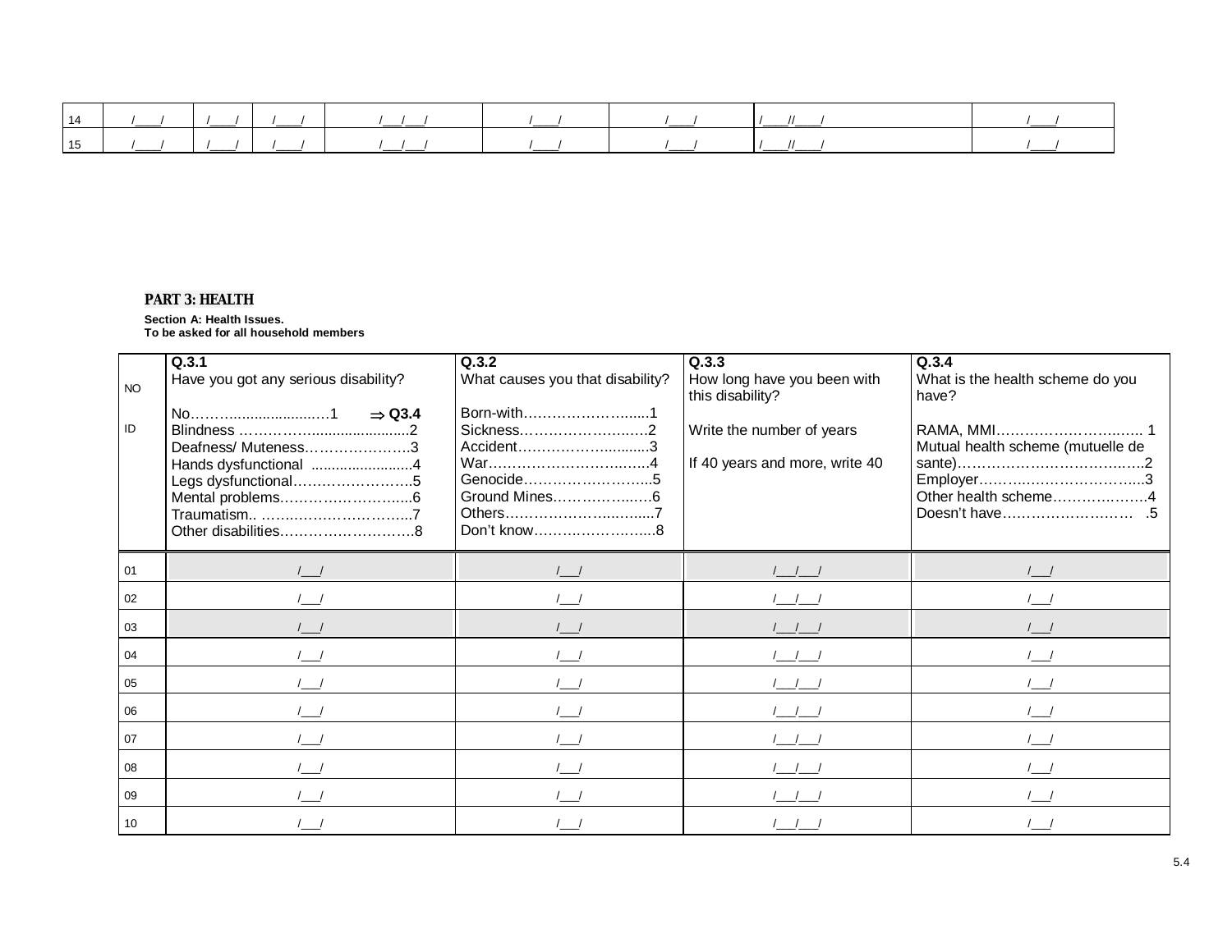| 14 | /\_\_\_\_/ | /\_\_\_\_/ | /\_\_\_\_/ | /\_\_\_/\_\_\_/ | /\_\_\_\_/ | /\_\_\_\_/ | /\_\_\_\_//\_\_\_\_/ | /\_\_\_\_/ |
|---|---|---|---|---|---|---|---|---|
| 15 | /\_\_\_\_/ | /\_\_\_\_/ | /\_\_\_\_/ | /\_\_\_/\_\_\_/ | /\_\_\_\_/ | /\_\_\_\_/ | /\_\_\_\_//\_\_\_\_/ | /\_\_\_\_/ |

## PART 3: HEALTH

**Section A: Health Issues.**
**To be asked for all household members**

| NO<br><br>ID | **Q.3.1**<br>Have you got any serious disability?<br><br>No………........................1 ⇒ **Q3.4**<br>Blindness ………………......................2<br>Deafness/ Muteness…………………..3<br>Hands dysfunctional ..........................4<br>Legs dysfunctional……………………..5<br>Mental problems…………………….....6<br>Traumatism.. ……..……….…………...7<br>Other disabilities………….…………….8 | **Q.3.2**<br>What causes you that disability?<br><br>Born-with………………….......1<br>Sickness…………………..….2<br>Accident……………….…........3<br>War…………………………..….4<br>Genocide……………….……....5<br>Ground Mines………………..….6<br>Others……………………..…......7<br>Don't know……….…………..…..8 | **Q.3.3**<br>How long have you been with this disability?<br><br>Write the number of years<br><br>If 40 years and more, write 40 | **Q.3.4**<br>What is the health scheme do you have?<br><br>RAMA, MMI…………………….….. 1<br>Mutual health scheme (mutuelle de sante)…………………………….…..2<br>Employer………..……………………...3<br>Other health scheme………….……..4<br>Doesn't have……………………… .5 |
|---|---|---|---|---|
| 01 | /\_\_\_/ | /\_\_\_/ | /\_\_\_/\_\_\_/ | /\_\_\_/ |
| 02 | /\_\_\_/ | /\_\_\_/ | /\_\_\_/\_\_\_/ | /\_\_\_/ |
| 03 | /\_\_\_/ | /\_\_\_/ | /\_\_\_/\_\_\_/ | /\_\_\_/ |
| 04 | /\_\_\_/ | /\_\_\_/ | /\_\_\_/\_\_\_/ | /\_\_\_/ |
| 05 | /\_\_\_/ | /\_\_\_/ | /\_\_\_/\_\_\_/ | /\_\_\_/ |
| 06 | /\_\_\_/ | /\_\_\_/ | /\_\_\_/\_\_\_/ | /\_\_\_/ |
| 07 | /\_\_\_/ | /\_\_\_/ | /\_\_\_/\_\_\_/ | /\_\_\_/ |
| 08 | /\_\_\_/ | /\_\_\_/ | /\_\_\_/\_\_\_/ | /\_\_\_/ |
| 09 | /\_\_\_/ | /\_\_\_/ | /\_\_\_/\_\_\_/ | /\_\_\_/ |
| 10 | /\_\_\_/ | /\_\_\_/ | /\_\_\_/\_\_\_/ | /\_\_\_/ |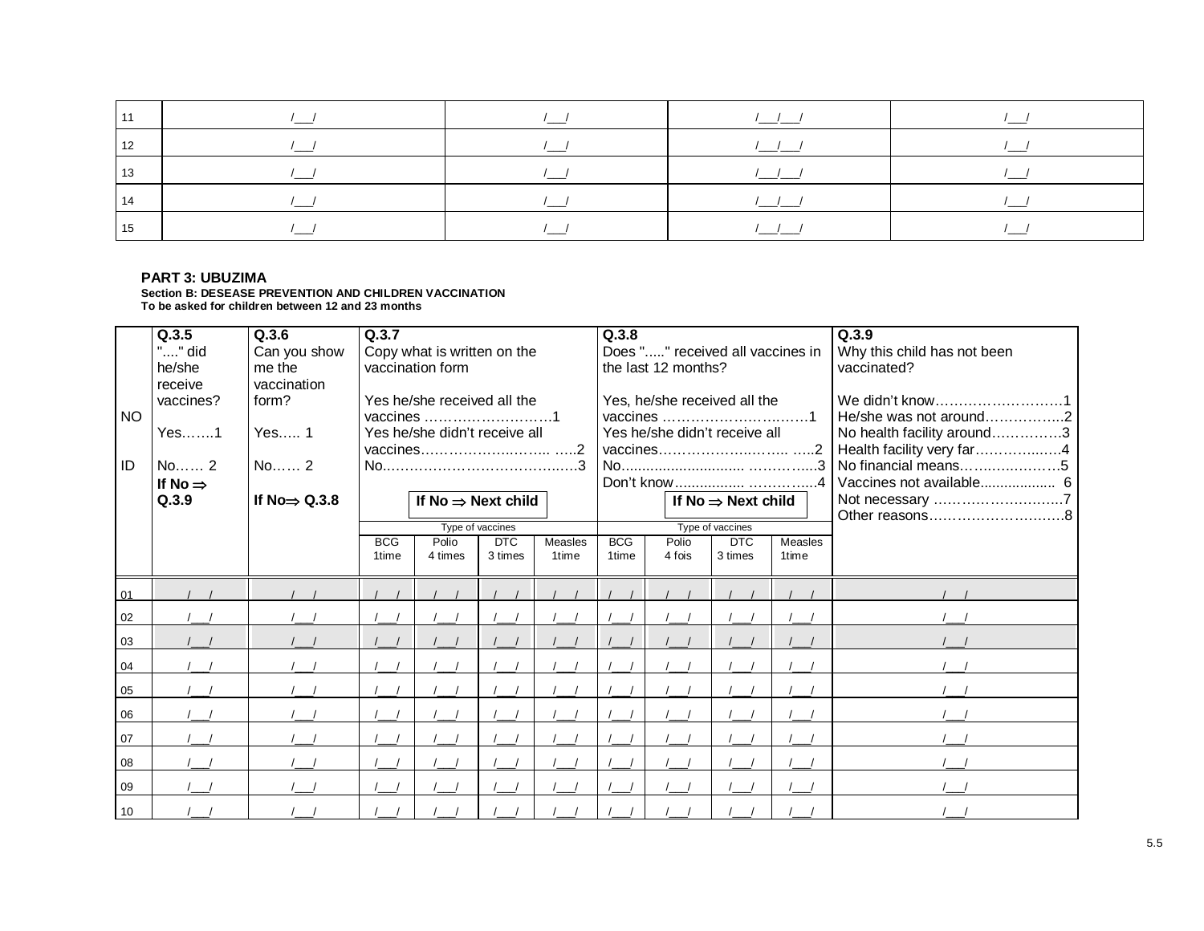| | | | | |
|---|---|---|---|---|
| 11 | /\_\_\_/ | /\_\_\_/ | /\_\_\_/\_\_\_/ | /\_\_\_/ |
| 12 | /\_\_\_/ | /\_\_\_/ | /\_\_\_/\_\_\_/ | /\_\_\_/ |
| 13 | /\_\_\_/ | /\_\_\_/ | /\_\_\_/\_\_\_/ | /\_\_\_/ |
| 14 | /\_\_\_/ | /\_\_\_/ | /\_\_\_/\_\_\_/ | /\_\_\_/ |
| 15 | /\_\_\_/ | /\_\_\_/ | /\_\_\_/\_\_\_/ | /\_\_\_/ |

## PART 3: UBUZIMA

**Section B: DESEASE PREVENTION AND CHILDREN VACCINATION**
**To be asked for children between 12 and 23 months**

| NO ID | **Q.3.5** "...." did he/she receive vaccines? Yes…….1 No…… 2 **If No ⇒ Q.3.9** | **Q.3.6** Can you show me the vaccination form? Yes….. 1 No…… 2 **If No⇒ Q.3.8** | **Q.3.7** Copy what is written on the vaccination form Yes he/she received all the vaccines ……………………….1 Yes he/she didn't receive all vaccines……………….……. …..2 No.…………………………….….…3 **If No ⇒ Next child** | | | | **Q.3.8** Does "....." received all vaccines in the last 12 months? Yes, he/she received all the vaccines ………………….…..……1 Yes he/she didn't receive all vaccines……………….……. …..2 No............................ …………....3 Don't know................. …………...4 **If No ⇒ Next child** | | | | **Q.3.9** Why this child has not been vaccinated? We didn't know……………………….1 He/she was not around……………..2 No health facility around……………3 Health facility very far…………..….4 No financial means…….……………5 Vaccines not available.................. 6 Not necessary ………………………..7 Other reasons………………………..8 |
|---|---|---|---|---|---|---|---|---|---|---|---|
| | | | Type of vaccines | | | | Type of vaccines | | | | |
| | | | BCG 1time | Polio 4 times | DTC 3 times | Measles 1time | BCG 1time | Polio 4 fois | DTC 3 times | Measles 1time | |
| 01 | /\_\_\_/ | /\_\_\_/ | /\_\_\_/ | /\_\_\_/ | /\_\_\_/ | /\_\_\_/ | /\_\_\_/ | /\_\_\_/ | /\_\_\_/ | /\_\_\_/ | /\_\_\_/ |
| 02 | /\_\_\_/ | /\_\_\_/ | /\_\_\_/ | /\_\_\_/ | /\_\_\_/ | /\_\_\_/ | /\_\_\_/ | /\_\_\_/ | /\_\_\_/ | /\_\_\_/ | /\_\_\_/ |
| 03 | /\_\_\_/ | /\_\_\_/ | /\_\_\_/ | /\_\_\_/ | /\_\_\_/ | /\_\_\_/ | /\_\_\_/ | /\_\_\_/ | /\_\_\_/ | /\_\_\_/ | /\_\_\_/ |
| 04 | /\_\_\_/ | /\_\_\_/ | /\_\_\_/ | /\_\_\_/ | /\_\_\_/ | /\_\_\_/ | /\_\_\_/ | /\_\_\_/ | /\_\_\_/ | /\_\_\_/ | /\_\_\_/ |
| 05 | /\_\_\_/ | /\_\_\_/ | /\_\_\_/ | /\_\_\_/ | /\_\_\_/ | /\_\_\_/ | /\_\_\_/ | /\_\_\_/ | /\_\_\_/ | /\_\_\_/ | /\_\_\_/ |
| 06 | /\_\_\_/ | /\_\_\_/ | /\_\_\_/ | /\_\_\_/ | /\_\_\_/ | /\_\_\_/ | /\_\_\_/ | /\_\_\_/ | /\_\_\_/ | /\_\_\_/ | /\_\_\_/ |
| 07 | /\_\_\_/ | /\_\_\_/ | /\_\_\_/ | /\_\_\_/ | /\_\_\_/ | /\_\_\_/ | /\_\_\_/ | /\_\_\_/ | /\_\_\_/ | /\_\_\_/ | /\_\_\_/ |
| 08 | /\_\_\_/ | /\_\_\_/ | /\_\_\_/ | /\_\_\_/ | /\_\_\_/ | /\_\_\_/ | /\_\_\_/ | /\_\_\_/ | /\_\_\_/ | /\_\_\_/ | /\_\_\_/ |
| 09 | /\_\_\_/ | /\_\_\_/ | /\_\_\_/ | /\_\_\_/ | /\_\_\_/ | /\_\_\_/ | /\_\_\_/ | /\_\_\_/ | /\_\_\_/ | /\_\_\_/ | /\_\_\_/ |
| 10 | /\_\_\_/ | /\_\_\_/ | /\_\_\_/ | /\_\_\_/ | /\_\_\_/ | /\_\_\_/ | /\_\_\_/ | /\_\_\_/ | /\_\_\_/ | /\_\_\_/ | /\_\_\_/ |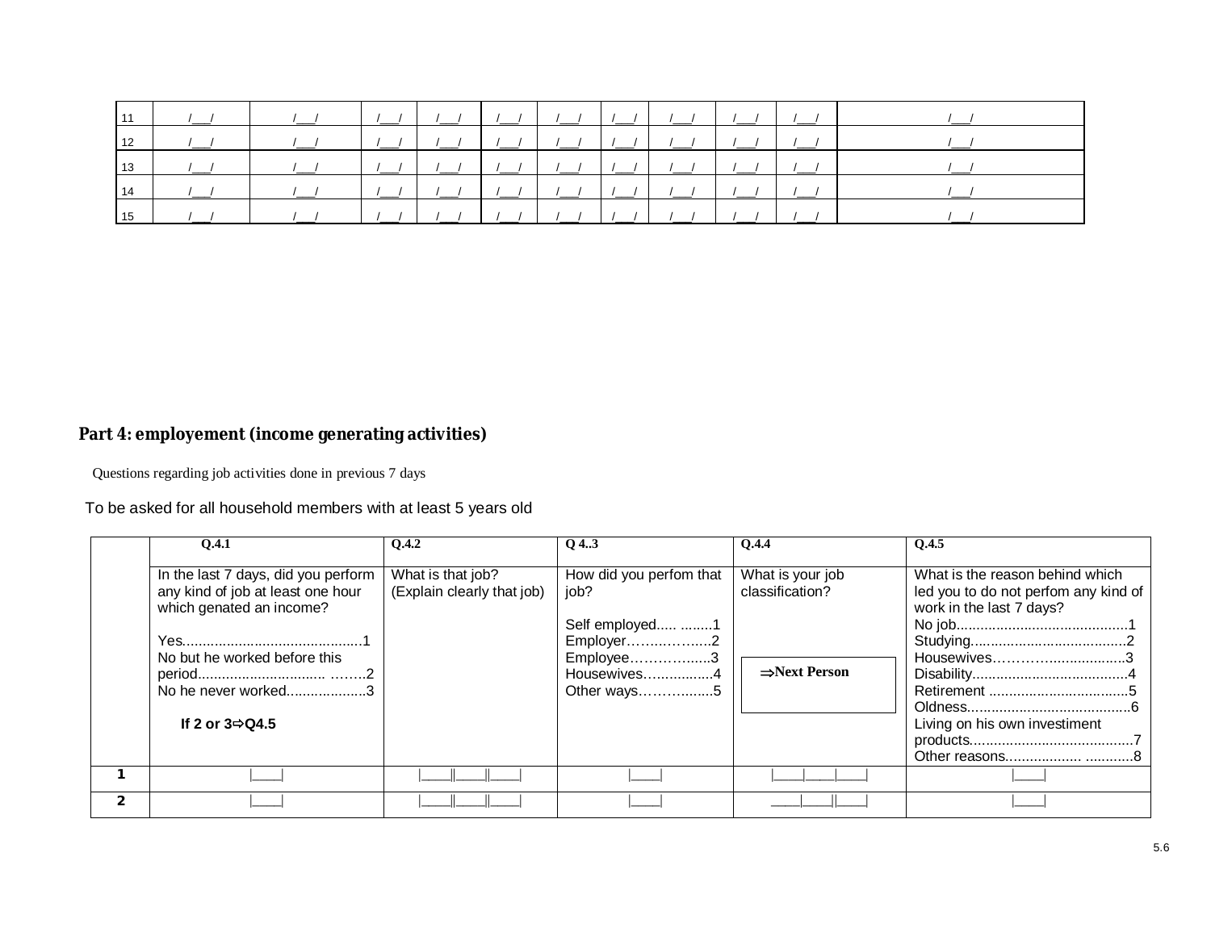| 11 | /\_\_\_/ | /\_\_\_/ | /\_\_\_/ | /\_\_\_/ | /\_\_\_/ | /\_\_\_/ | /\_\_\_/ | /\_\_\_/ | /\_\_\_/ | /\_\_\_/ | /\_\_\_/ |
|---|---|---|---|---|---|---|---|---|---|---|---|
| 12 | /\_\_\_/ | /\_\_\_/ | /\_\_\_/ | /\_\_\_/ | /\_\_\_/ | /\_\_\_/ | /\_\_\_/ | /\_\_\_/ | /\_\_\_/ | /\_\_\_/ | /\_\_\_/ |
| 13 | /\_\_\_/ | /\_\_\_/ | /\_\_\_/ | /\_\_\_/ | /\_\_\_/ | /\_\_\_/ | /\_\_\_/ | /\_\_\_/ | /\_\_\_/ | /\_\_\_/ | /\_\_\_/ |
| 14 | /\_\_\_/ | /\_\_\_/ | /\_\_\_/ | /\_\_\_/ | /\_\_\_/ | /\_\_\_/ | /\_\_\_/ | /\_\_\_/ | /\_\_\_/ | /\_\_\_/ | /\_\_\_/ |
| 15 | /\_\_\_/ | /\_\_\_/ | /\_\_\_/ | /\_\_\_/ | /\_\_\_/ | /\_\_\_/ | /\_\_\_/ | /\_\_\_/ | /\_\_\_/ | /\_\_\_/ | /\_\_\_/ |

## Part 4: employement (income generating activities)

Questions regarding job activities done in previous 7 days

To be asked for all household members with at least 5 years old

| | Q.4.1 | Q.4.2 | Q 4..3 | Q.4.4 | Q.4.5 |
|---|---|---|---|---|---|
| | In the last 7 days, did you perform any kind of job at least one hour which genated an income?<br><br>Yes............................................1<br>No but he worked before this period............................... ……..2<br>No he never worked...................3<br><br>**If 2 or 3⇨Q4.5** | What is that job? (Explain clearly that job) | How did you perfom that job?<br><br>Self employed..... ........1<br>Employer……..……....2<br>Employee……………....3<br>Housewives…..............4<br>Other ways……….........5 | What is your job classification?<br><br>**⇒Next Person** | What is the reason behind which led you to do not perfom any kind of work in the last 7 days?<br>No job...........................................1<br>Studying......................................2<br>Housewives……………..................3<br>Disability......................................4<br>Retirement ..................................5<br>Oldness........................................6<br>Living on his own investiment products........................................7<br>Other reasons................. ...........8 |
| **1** | \|\_\_\_\_\| | \|\_\_\_\_\|\|\_\_\_\_\|\|\_\_\_\_\| | \|\_\_\_\_\| | \|\_\_\_\_\|\_\_\_\_\|\_\_\_\_\| | \|\_\_\_\_\| |
| **2** | \|\_\_\_\_\| | \|\_\_\_\_\|\|\_\_\_\_\|\|\_\_\_\_\| | \|\_\_\_\_\| | \_\_\_\_\|\_\_\_\_\|\|\_\_\_\_\| | \|\_\_\_\_\| |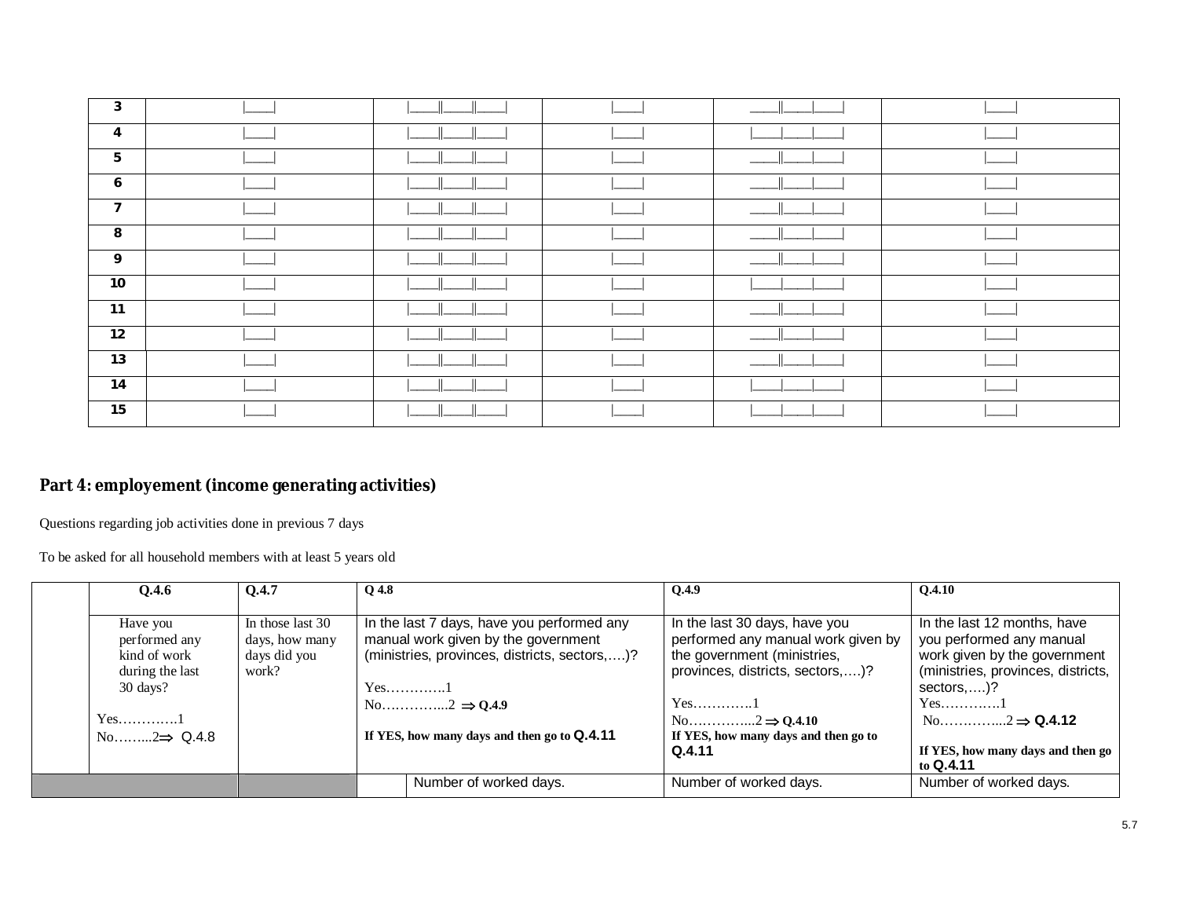| 3 | \|____\| | \|____\|\|____\|\|____\| | \|____\| | ____\|\|____\|____\| | \|____\| |
|---|---|---|---|---|---|
| 4 | \|____\| | \|____\|\|____\|\|____\| | \|____\| | \|____\|____\|____\| | \|____\| |
| 5 | \|____\| | \|____\|\|____\|\|____\| | \|____\| | ____\|\|____\|____\| | \|____\| |
| 6 | \|____\| | \|____\|\|____\|\|____\| | \|____\| | ____\|\|____\|____\| | \|____\| |
| 7 | \|____\| | \|____\|\|____\|\|____\| | \|____\| | ____\|\|____\|____\| | \|____\| |
| 8 | \|____\| | \|____\|\|____\|\|____\| | \|____\| | ____\|\|____\|____\| | \|____\| |
| 9 | \|____\| | \|____\|\|____\|\|____\| | \|____\| | ____\|\|____\|____\| | \|____\| |
| 10 | \|____\| | \|____\|\|____\|\|____\| | \|____\| | \|____\|____\|____\| | \|____\| |
| 11 | \|____\| | \|____\|\|____\|\|____\| | \|____\| | ____\|\|____\|____\| | \|____\| |
| 12 | \|____\| | \|____\|\|____\|\|____\| | \|____\| | ____\|\|____\|____\| | \|____\| |
| 13 | \|____\| | \|____\|\|____\|\|____\| | \|____\| | ____\|\|____\|____\| | \|____\| |
| 14 | \|____\| | \|____\|\|____\|\|____\| | \|____\| | \|____\|____\|____\| | \|____\| |
| 15 | \|____\| | \|____\|\|____\|\|____\| | \|____\| | \|____\|____\|____\| | \|____\| |

## Part 4: employement (income generating activities)

Questions regarding job activities done in previous 7 days

To be asked for all household members with at least 5 years old

| | Q.4.6 | Q.4.7 | Q 4.8 | | Q.4.9 | Q.4.10 |
|---|---|---|---|---|---|---|
| | Have you performed any kind of work during the last 30 days?<br><br>Yes…………1<br>No……...2⇒ Q.4.8 | In those last 30 days, how many days did you work? | In the last 7 days, have you performed any manual work given by the government (ministries, provinces, districts, sectors,….)?<br><br>Yes…………1<br>No…………...2 ⇒ Q.4.9<br><br>**If YES, how many days and then go to Q.4.11** | | In the last 30 days, have you performed any manual work given by the government (ministries, provinces, districts, sectors,….)?<br><br>Yes…………1<br>No…………...2 ⇒ Q.4.10<br>**If YES, how many days and then go to Q.4.11** | In the last 12 months, have you performed any manual work given by the government (ministries, provinces, districts, sectors,….)?<br>Yes…………1<br>No…………...2 ⇒ Q.4.12<br><br>**If YES, how many days and then go to Q.4.11** |
| | | | | Number of worked days. | Number of worked days. | Number of worked days. |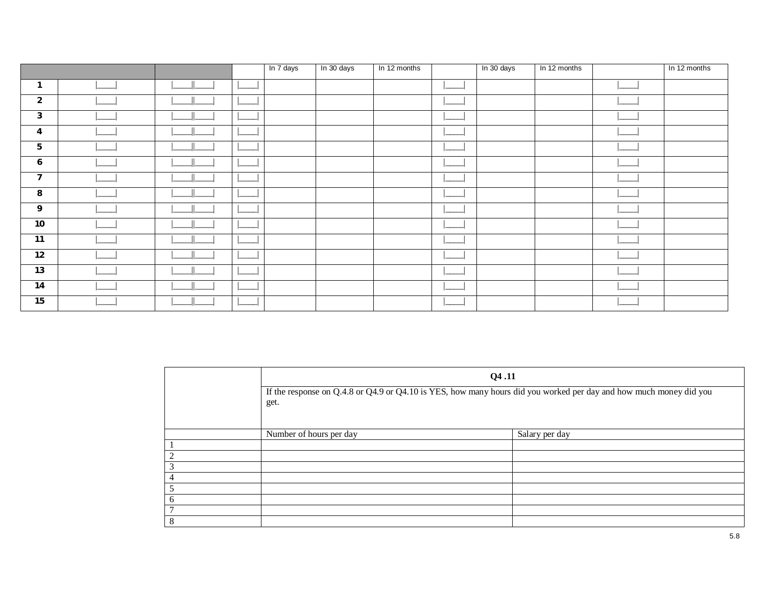| | | | | In 7 days | In 30 days | In 12 months | | In 30 days | In 12 months | | In 12 months |
|---|---|---|---|---|---|---|---|---|---|---|---|
| **1** | \|____\| | \|____\|\|____\| | \|____\| | | | | \|____\| | | | \|____\| | |
| **2** | \|____\| | \|____\|\|____\| | \|____\| | | | | \|____\| | | | \|____\| | |
| **3** | \|____\| | \|____\|\|____\| | \|____\| | | | | \|____\| | | | \|____\| | |
| **4** | \|____\| | \|____\|\|____\| | \|____\| | | | | \|____\| | | | \|____\| | |
| **5** | \|____\| | \|____\|\|____\| | \|____\| | | | | \|____\| | | | \|____\| | |
| **6** | \|____\| | \|____\|\|____\| | \|____\| | | | | \|____\| | | | \|____\| | |
| **7** | \|____\| | \|____\|\|____\| | \|____\| | | | | \|____\| | | | \|____\| | |
| **8** | \|____\| | \|____\|\|____\| | \|____\| | | | | \|____\| | | | \|____\| | |
| **9** | \|____\| | \|____\|\|____\| | \|____\| | | | | \|____\| | | | \|____\| | |
| **10** | \|____\| | \|____\|\|____\| | \|____\| | | | | \|____\| | | | \|____\| | |
| **11** | \|____\| | \|____\|\|____\| | \|____\| | | | | \|____\| | | | \|____\| | |
| **12** | \|____\| | \|____\|\|____\| | \|____\| | | | | \|____\| | | | \|____\| | |
| **13** | \|____\| | \|____\|\|____\| | \|____\| | | | | \|____\| | | | \|____\| | |
| **14** | \|____\| | \|____\|\|____\| | \|____\| | | | | \|____\| | | | \|____\| | |
| **15** | \|____\| | \|____\|\|____\| | \|____\| | | | | \|____\| | | | \|____\| | |

| | **Q4 .11** | |
|---|---|---|
| | If the response on Q.4.8 or Q4.9 or Q4.10 is YES, how many hours did you worked per day and how much money did you get. | |
| | Number of hours per day | Salary per day |
| 1 | | |
| 2 | | |
| 3 | | |
| 4 | | |
| 5 | | |
| 6 | | |
| 7 | | |
| 8 | | |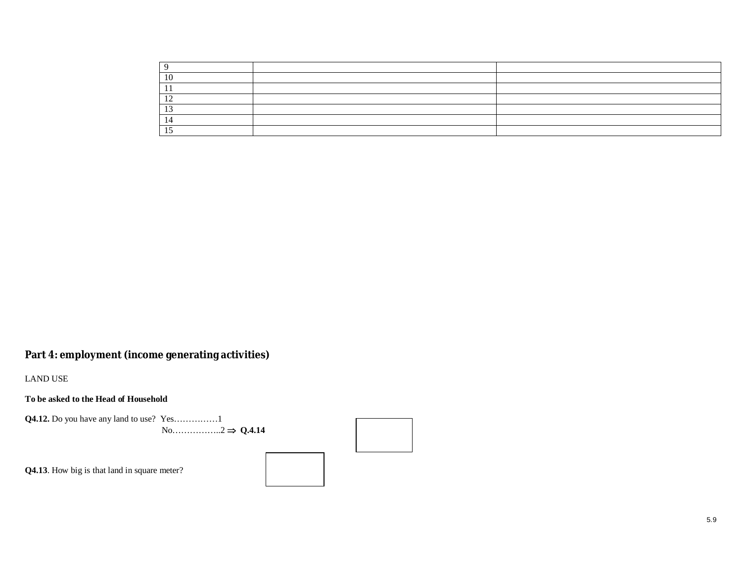| 9 | | |
|---|---|---|
| 10 | | |
| 11 | | |
| 12 | | |
| 13 | | |
| 14 | | |
| 15 | | |

## Part 4: employment (income generating activities)

LAND USE

**To be asked to the Head of Household**

**Q4.12.** Do you have any land to use? Yes……………1
No……………..2 ⇒ **Q.4.14**

**Q4.13**. How big is that land in square meter?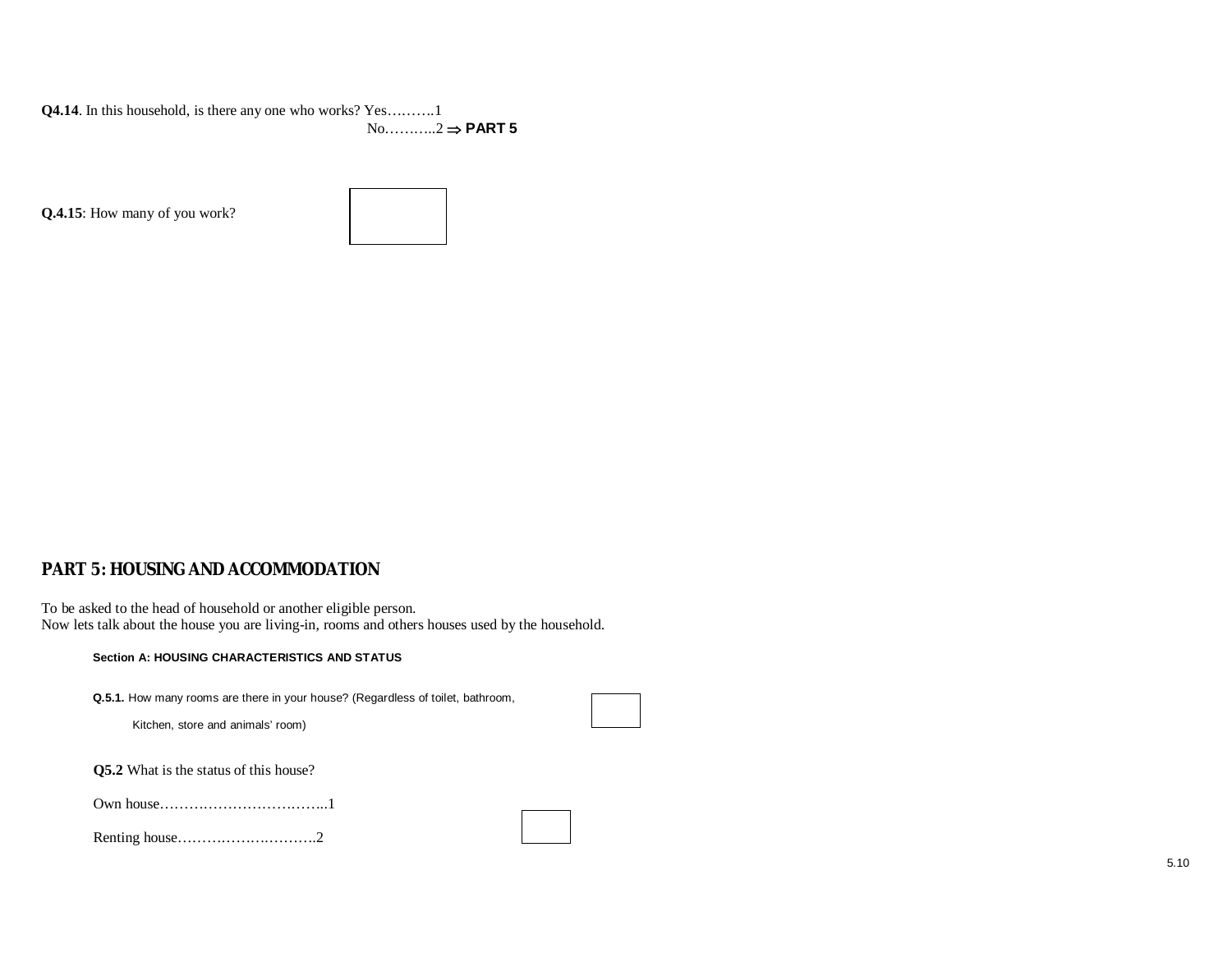**Q4.14**. In this household, is there any one who works? Yes……….1

No………..2 ⇒ **PART 5**

**Q.4.15**: How many of you work? ☐

## PART 5: HOUSING AND ACCOMMODATION

To be asked to the head of household or another eligible person.
Now lets talk about the house you are living-in, rooms and others houses used by the household.

### Section A: HOUSING CHARACTERISTICS AND STATUS

**Q.5.1.** How many rooms are there in your house? (Regardless of toilet, bathroom, Kitchen, store and animals' room) ☐

**Q5.2** What is the status of this house?

Own house……………………………..1

Renting house……………………….2 ☐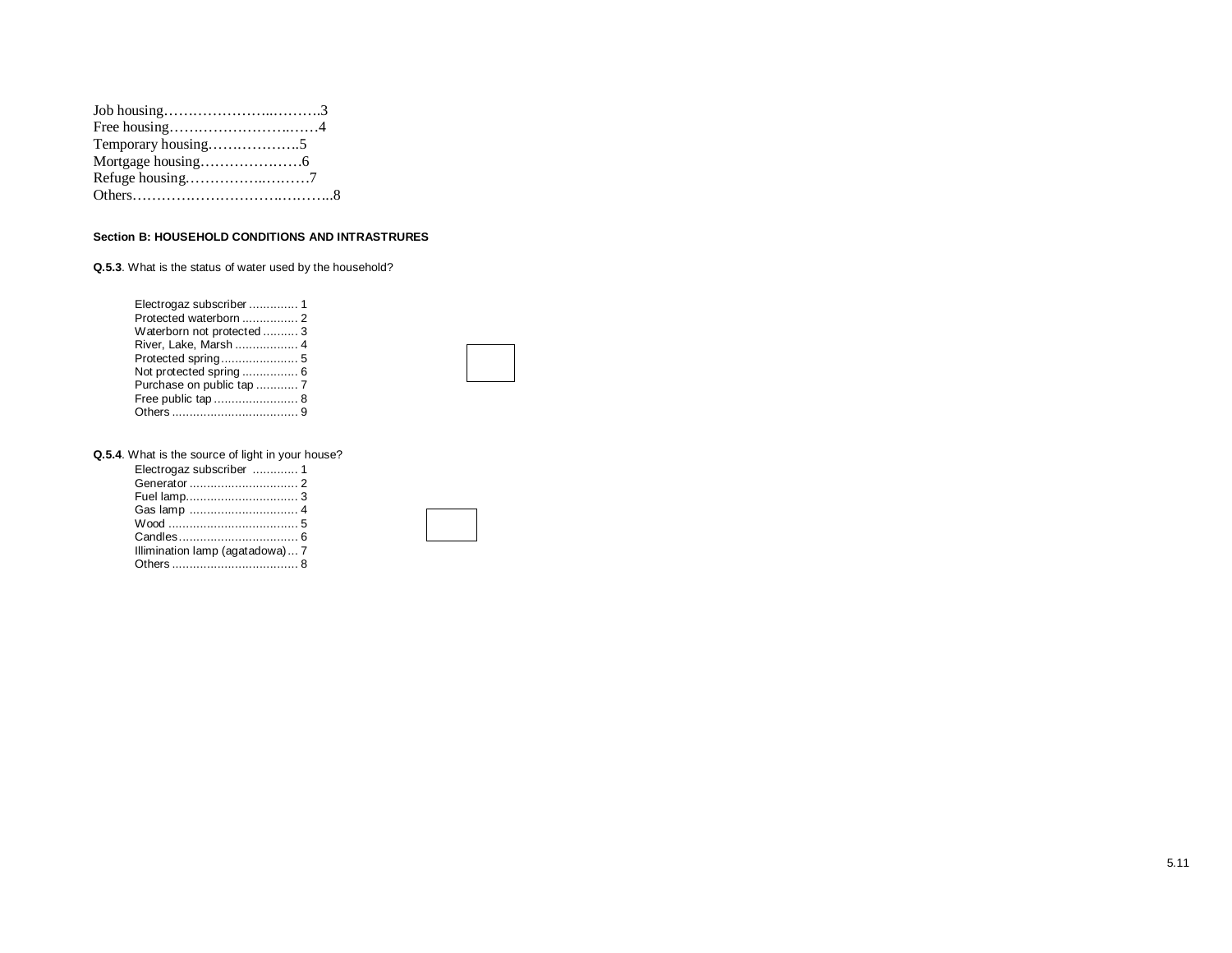Job housing……………………..……….3
Free housing……………………..……4
Temporary housing……………….5
Mortgage housing…………………6
Refuge housing……………..….……7
Others………………………….……...8

**Section B: HOUSEHOLD CONDITIONS AND INTRASTRURES**

**Q.5.3**. What is the status of water used by the household?

Electrogaz subscriber ............. 1
Protected waterborn ................ 2
Waterborn not protected .......... 3
River, Lake, Marsh .................. 4
Protected spring...................... 5
Not protected spring ................ 6
Purchase on public tap ............ 7
Free public tap ........................ 8
Others .................................... 9

**Q.5.4**. What is the source of light in your house?

Electrogaz subscriber ............ 1
Generator ............................... 2
Fuel lamp................................ 3
Gas lamp ............................... 4
Wood ..................................... 5
Candles.................................. 6
Illimination lamp (agatadowa)... 7
Others .................................... 8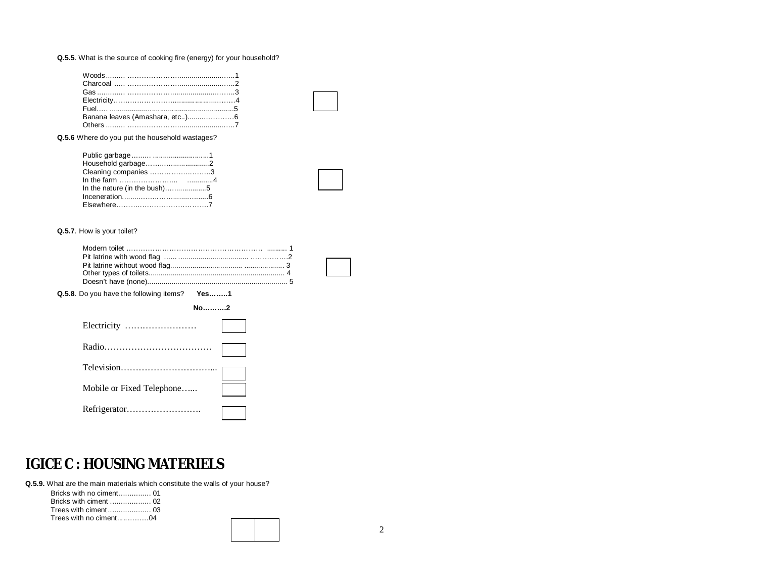**Q.5.5**. What is the source of cooking fire (energy) for your household?

Woods......... ……………….........................1
Charcoal ..... ………………........................2
Gas ............ ……………….......................3
Electricity………………….........................4
Fuel….. .............................................................5
Banana leaves (Amashara, etc..)........…………6
Others ......... ……………….........................7

**Q.5.6** Where do you put the household wastages?

Public garbage……… ...........................1
Household garbage…….......................2
Cleaning companies ……………………..3
In the farm …………………..    ............4
In the nature (in the bush)…................5
Inceneration........………….............6
Elsewhere………………………………..7

**Q.5.7**. How is your toilet?

Modern toilet ……………………………………………… .......... 1
Pit latrine with wood flag ...... ................................... ……………2
Pit latrine without wood flag..................................... .................. 3
Other types of toilets.................................................................. 4
Doesn't have (none).................................................................... 5

**Q.5.8**. Do you have the following items? **Yes……..1**

**No………2**

Electricity ……………………

Radio………………………………

Television…………………………...

Mobile or Fixed Telephone…...

Refrigerator…………………….

# IGICE C : HOUSING MATERIELS

**Q.5.9.** What are the main materials which constitute the walls of your house?

Bricks with no ciment............... 01
Bricks with ciment ................... 02
Trees with ciment.................... 03
Trees with no ciment…………04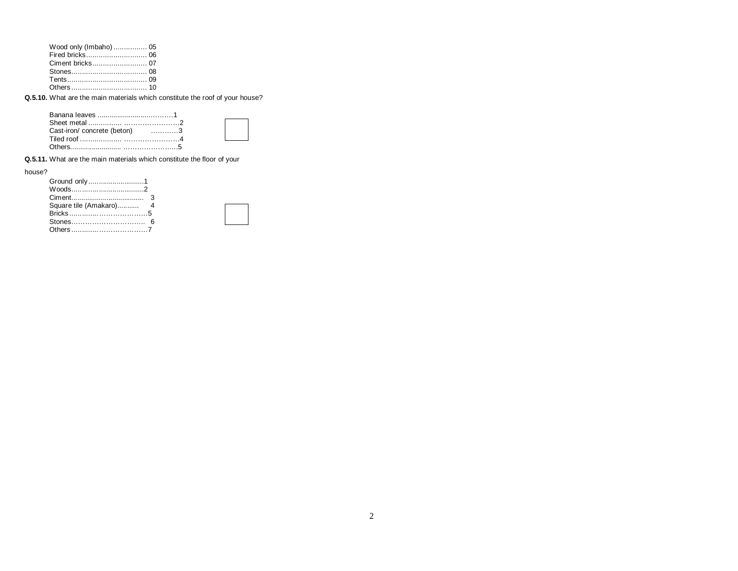Wood only (Imbaho) ................ 05
Fired bricks............................. 06
Ciment bricks.......................... 07
Stones.................................... 08
Tents...................................... 09
Others .................................... 10

**Q.5.10.** What are the main materials which constitute the roof of your house?

Banana leaves ......................…………1
Sheet metal ................ ……………………2
Cast-iron/ concrete (beton) …………3
Tiled roof .................... ……………………4
Others......................... …………………..5

**Q.5.11.** What are the main materials which constitute the floor of your house?

Ground only…........................1
Woods…...............................2
Ciment.................................... 3
Square tile (Amakaro)........... 4
Bricks.........………………….5
Stones………………………….. 6
Others.........…………………7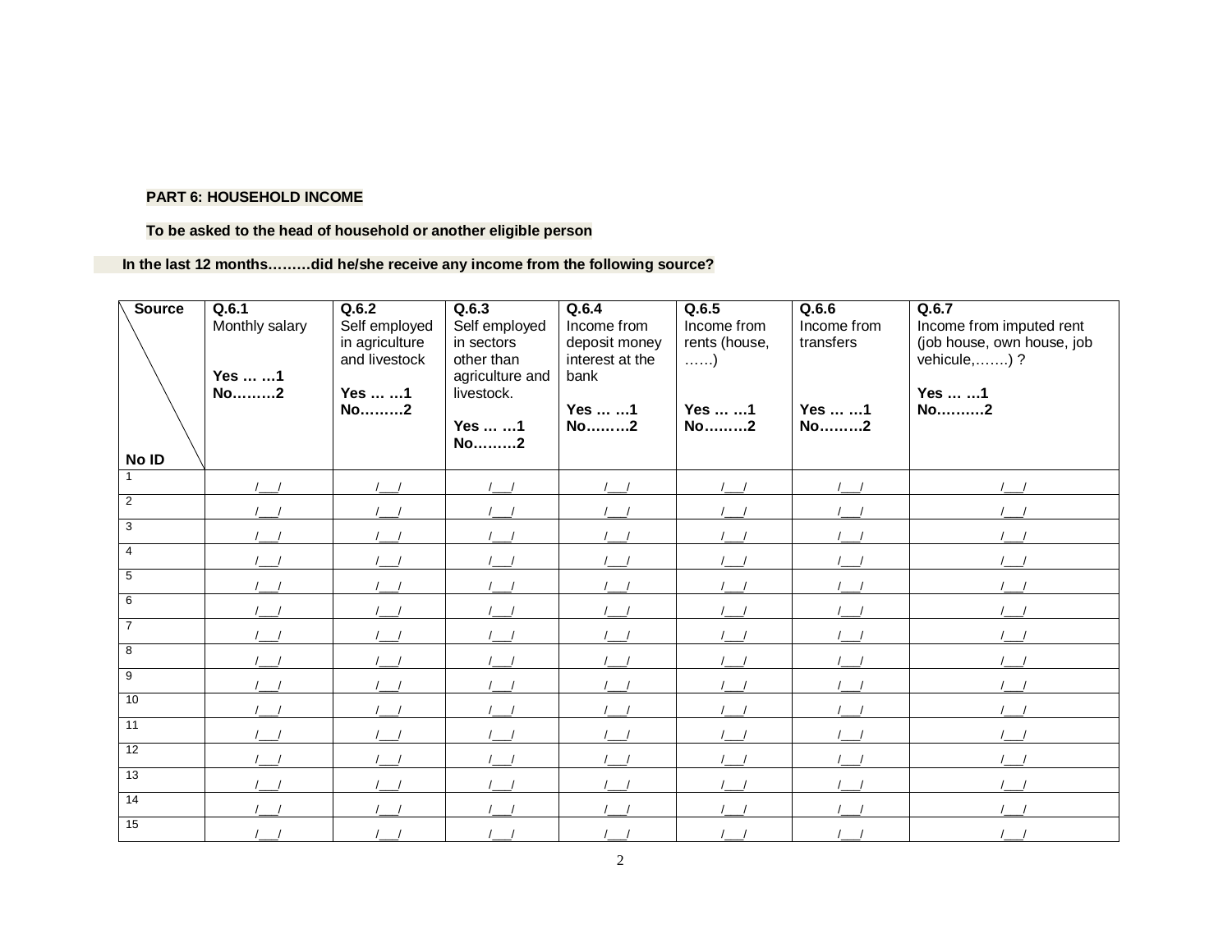**PART 6: HOUSEHOLD INCOME**

**To be asked to the head of household or another eligible person**

**In the last 12 months………did he/she receive any income from the following source?**

| Source / No ID | **Q.6.1** Monthly salary<br><br>**Yes … …1**<br>**No………2** | **Q.6.2** Self employed in agriculture and livestock<br><br>**Yes … …1**<br>**No………2** | **Q.6.3** Self employed in sectors other than agriculture and livestock.<br><br>**Yes … …1**<br>**No………2** | **Q.6.4** Income from deposit money interest at the bank<br><br>**Yes … …1**<br>**No………2** | **Q.6.5** Income from rents (house, ……)<br><br>**Yes … …1**<br>**No………2** | **Q.6.6** Income from transfers<br><br>**Yes … …1**<br>**No………2** | **Q.6.7** Income from imputed rent (job house, own house, job vehicule,…….) ?<br><br>**Yes … …1**<br>**No……….2** |
|---|---|---|---|---|---|---|---|
| 1 | /___/ | /___/ | /___/ | /___/ | /___/ | /___/ | /___/ |
| 2 | /___/ | /___/ | /___/ | /___/ | /___/ | /___/ | /___/ |
| 3 | /___/ | /___/ | /___/ | /___/ | /___/ | /___/ | /___/ |
| 4 | /___/ | /___/ | /___/ | /___/ | /___/ | /___/ | /___/ |
| 5 | /___/ | /___/ | /___/ | /___/ | /___/ | /___/ | /___/ |
| 6 | /___/ | /___/ | /___/ | /___/ | /___/ | /___/ | /___/ |
| 7 | /___/ | /___/ | /___/ | /___/ | /___/ | /___/ | /___/ |
| 8 | /___/ | /___/ | /___/ | /___/ | /___/ | /___/ | /___/ |
| 9 | /___/ | /___/ | /___/ | /___/ | /___/ | /___/ | /___/ |
| 10 | /___/ | /___/ | /___/ | /___/ | /___/ | /___/ | /___/ |
| 11 | /___/ | /___/ | /___/ | /___/ | /___/ | /___/ | /___/ |
| 12 | /___/ | /___/ | /___/ | /___/ | /___/ | /___/ | /___/ |
| 13 | /___/ | /___/ | /___/ | /___/ | /___/ | /___/ | /___/ |
| 14 | /___/ | /___/ | /___/ | /___/ | /___/ | /___/ | /___/ |
| 15 | /___/ | /___/ | /___/ | /___/ | /___/ | /___/ | /___/ |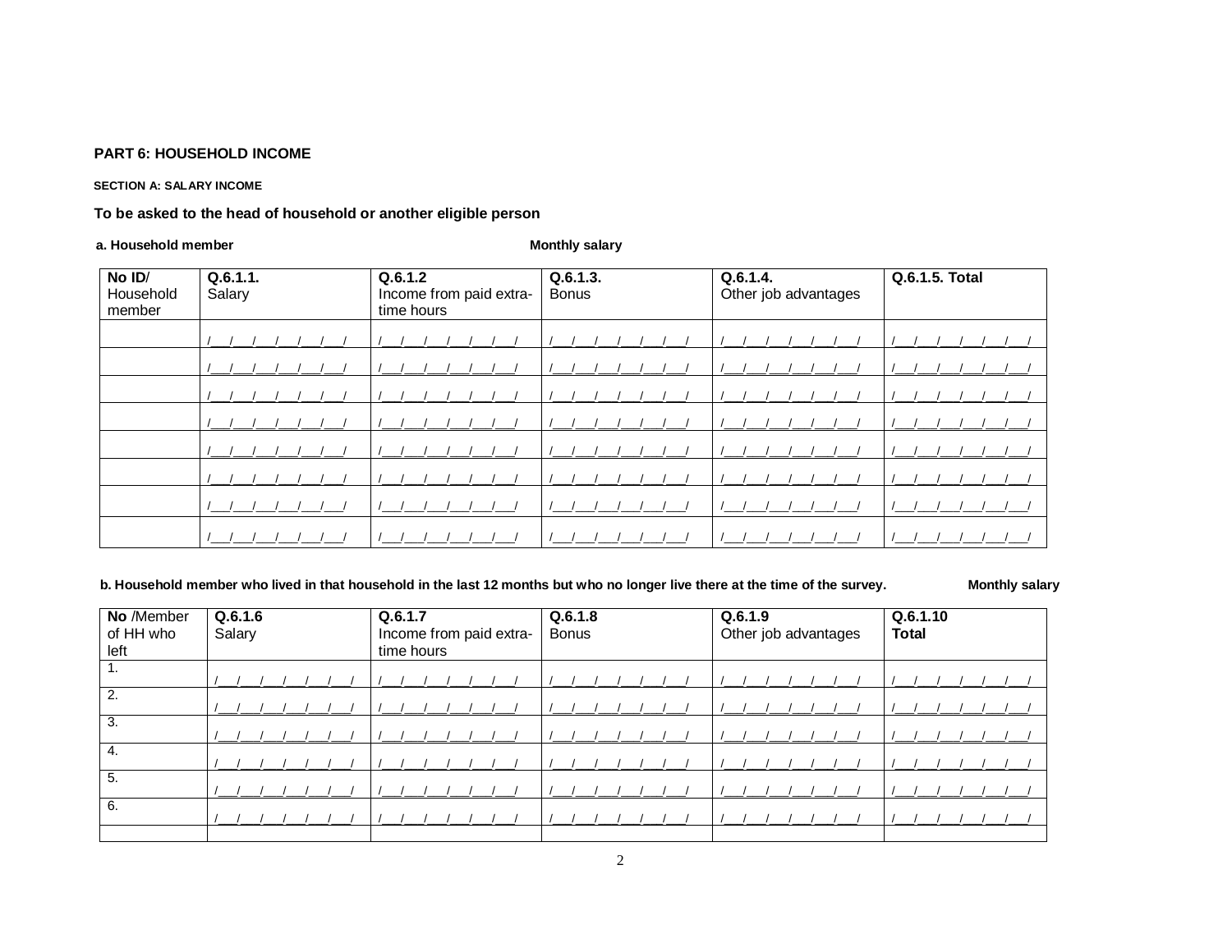**PART 6: HOUSEHOLD INCOME**

**SECTION A: SALARY INCOME**

**To be asked to the head of household or another eligible person**

**a. Household member** **Monthly salary**

| **No ID**/ Household member | **Q.6.1.1.** Salary | **Q.6.1.2** Income from paid extra-time hours | **Q.6.1.3.** Bonus | **Q.6.1.4.** Other job advantages | **Q.6.1.5. Total** |
|---|---|---|---|---|---|
| | /__/__/__/__/__/__/ | /__/__/__/__/__/__/ | /__/__/__/__/__/__/ | /__/__/__/__/__/__/ | /__/__/__/__/__/__/ |
| | /__/__/__/__/__/__/ | /__/__/__/__/__/__/ | /__/__/__/__/__/__/ | /__/__/__/__/__/__/ | /__/__/__/__/__/__/ |
| | /__/__/__/__/__/__/ | /__/__/__/__/__/__/ | /__/__/__/__/__/__/ | /__/__/__/__/__/__/ | /__/__/__/__/__/__/ |
| | /__/__/__/__/__/__/ | /__/__/__/__/__/__/ | /__/__/__/__/__/__/ | /__/__/__/__/__/__/ | /__/__/__/__/__/__/ |
| | /__/__/__/__/__/__/ | /__/__/__/__/__/__/ | /__/__/__/__/__/__/ | /__/__/__/__/__/__/ | /__/__/__/__/__/__/ |
| | /__/__/__/__/__/__/ | /__/__/__/__/__/__/ | /__/__/__/__/__/__/ | /__/__/__/__/__/__/ | /__/__/__/__/__/__/ |
| | /__/__/__/__/__/__/ | /__/__/__/__/__/__/ | /__/__/__/__/__/__/ | /__/__/__/__/__/__/ | /__/__/__/__/__/__/ |
| | /__/__/__/__/__/__/ | /__/__/__/__/__/__/ | /__/__/__/__/__/__/ | /__/__/__/__/__/__/ | /__/__/__/__/__/__/ |

**b. Household member who lived in that household in the last 12 months but who no longer live there at the time of the survey.** **Monthly salary**

| **No** /Member of HH who left | **Q.6.1.6** Salary | **Q.6.1.7** Income from paid extra-time hours | **Q.6.1.8** Bonus | **Q.6.1.9** Other job advantages | **Q.6.1.10 Total** |
|---|---|---|---|---|---|
| 1. | /__/__/__/__/__/__/ | /__/__/__/__/__/__/ | /__/__/__/__/__/__/ | /__/__/__/__/__/__/ | /__/__/__/__/__/__/ |
| 2. | /__/__/__/__/__/__/ | /__/__/__/__/__/__/ | /__/__/__/__/__/__/ | /__/__/__/__/__/__/ | /__/__/__/__/__/__/ |
| 3. | /__/__/__/__/__/__/ | /__/__/__/__/__/__/ | /__/__/__/__/__/__/ | /__/__/__/__/__/__/ | /__/__/__/__/__/__/ |
| 4. | /__/__/__/__/__/__/ | /__/__/__/__/__/__/ | /__/__/__/__/__/__/ | /__/__/__/__/__/__/ | /__/__/__/__/__/__/ |
| 5. | /__/__/__/__/__/__/ | /__/__/__/__/__/__/ | /__/__/__/__/__/__/ | /__/__/__/__/__/__/ | /__/__/__/__/__/__/ |
| 6. | /__/__/__/__/__/__/ | /__/__/__/__/__/__/ | /__/__/__/__/__/__/ | /__/__/__/__/__/__/ | /__/__/__/__/__/__/ |
| | | | | | |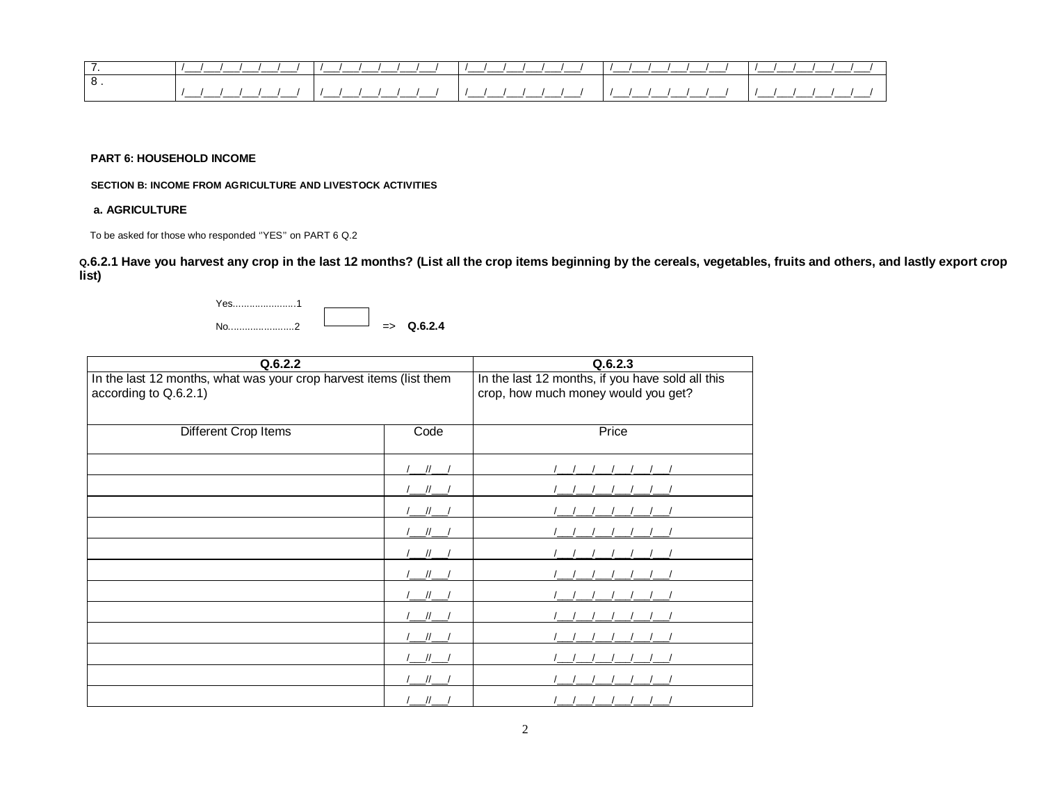| 7. | /___/___/___/___/___/___/ | /___/___/___/___/___/___/ | /___/___/___/___/___/___/ | /___/___/___/___/___/___/ | /___/___/___/___/___/___/ |
|---|---|---|---|---|---|
| 8 . | /___/___/___/___/___/___/ | /___/___/___/___/___/___/ | /___/___/___/___/___/___/ | /___/___/___/___/___/___/ | /___/___/___/___/___/___/ |

**PART 6: HOUSEHOLD INCOME**

**SECTION B: INCOME FROM AGRICULTURE AND LIVESTOCK ACTIVITIES**

**a. AGRICULTURE**

To be asked for those who responded ''YES'' on PART 6 Q.2

**Q.6.2.1 Have you harvest any crop in the last 12 months? (List all the crop items beginning by the cereals, vegetables, fruits and others, and lastly export crop list)**

Yes......................1

No.......................2 [ ] => **Q.6.2.4**

| Q.6.2.2 | | Q.6.2.3 |
|---|---|---|
| In the last 12 months, what was your crop harvest items (list them according to Q.6.2.1) | | In the last 12 months, if you have sold all this crop, how much money would you get? |
| Different Crop Items | Code | Price |
| | /___//___/ | /___/___/___/___/___/___/ |
| | /___//___/ | /___/___/___/___/___/___/ |
| | /___//___/ | /___/___/___/___/___/___/ |
| | /___//___/ | /___/___/___/___/___/___/ |
| | /___//___/ | /___/___/___/___/___/___/ |
| | /___//___/ | /___/___/___/___/___/___/ |
| | /___//___/ | /___/___/___/___/___/___/ |
| | /___//___/ | /___/___/___/___/___/___/ |
| | /___//___/ | /___/___/___/___/___/___/ |
| | /___//___/ | /___/___/___/___/___/___/ |
| | /___//___/ | /___/___/___/___/___/___/ |
| | /___//___/ | /___/___/___/___/___/___/ |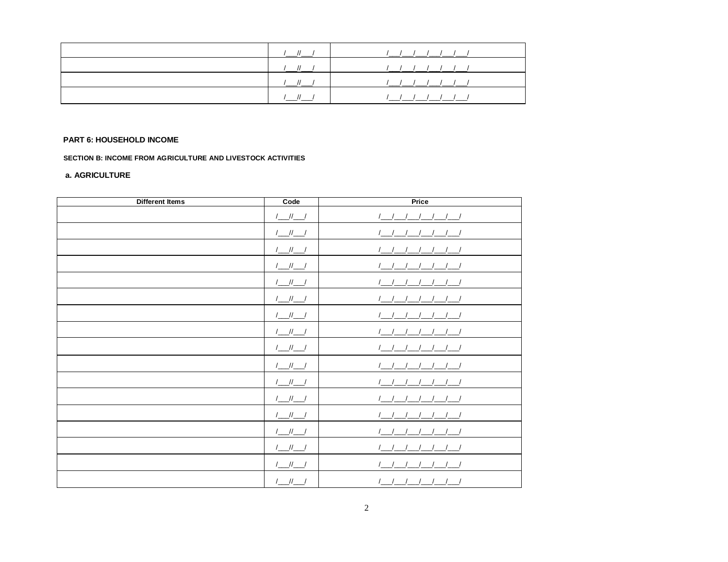| | | |
|---|---|---|
| | /___//___/ | /___/___/___/___/___/___/ |
| | /___//___/ | /___/___/___/___/___/___/ |
| | /___//___/ | /___/___/___/___/___/___/ |
| | /___//___/ | /___/___/___/___/___/___/ |

## PART 6: HOUSEHOLD INCOME

### SECTION B: INCOME FROM AGRICULTURE AND LIVESTOCK ACTIVITIES

#### a. AGRICULTURE

| Different Items | Code | Price |
|---|---|---|
| | /___//___/ | /___/___/___/___/___/___/ |
| | /___//___/ | /___/___/___/___/___/___/ |
| | /___//___/ | /___/___/___/___/___/___/ |
| | /___//___/ | /___/___/___/___/___/___/ |
| | /___//___/ | /___/___/___/___/___/___/ |
| | /___//___/ | /___/___/___/___/___/___/ |
| | /___//___/ | /___/___/___/___/___/___/ |
| | /___//___/ | /___/___/___/___/___/___/ |
| | /___//___/ | /___/___/___/___/___/___/ |
| | /___//___/ | /___/___/___/___/___/___/ |
| | /___//___/ | /___/___/___/___/___/___/ |
| | /___//___/ | /___/___/___/___/___/___/ |
| | /___//___/ | /___/___/___/___/___/___/ |
| | /___//___/ | /___/___/___/___/___/___/ |
| | /___//___/ | /___/___/___/___/___/___/ |
| | /___//___/ | /___/___/___/___/___/___/ |
| | /___//___/ | /___/___/___/___/___/___/ |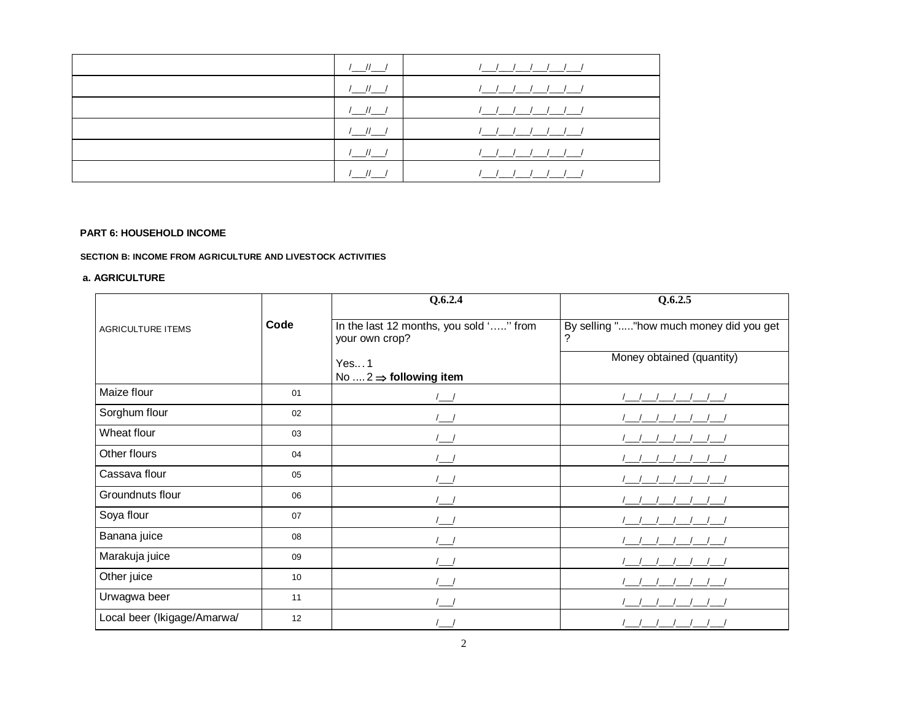| | | |
|---|---|---|
| | /\_\_\_//\_\_\_/ | /\_\_\_/\_\_\_/\_\_\_/\_\_\_/\_\_\_/\_\_\_/ |
| | /\_\_\_//\_\_\_/ | /\_\_\_/\_\_\_/\_\_\_/\_\_\_/\_\_\_/\_\_\_/ |
| | /\_\_\_//\_\_\_/ | /\_\_\_/\_\_\_/\_\_\_/\_\_\_/\_\_\_/\_\_\_/ |
| | /\_\_\_//\_\_\_/ | /\_\_\_/\_\_\_/\_\_\_/\_\_\_/\_\_\_/\_\_\_/ |
| | /\_\_\_//\_\_\_/ | /\_\_\_/\_\_\_/\_\_\_/\_\_\_/\_\_\_/\_\_\_/ |
| | /\_\_\_//\_\_\_/ | /\_\_\_/\_\_\_/\_\_\_/\_\_\_/\_\_\_/\_\_\_/ |

**PART 6: HOUSEHOLD INCOME**

**SECTION B: INCOME FROM AGRICULTURE AND LIVESTOCK ACTIVITIES**

**a. AGRICULTURE**

| AGRICULTURE ITEMS | **Code** | **Q.6.2.4**<br>In the last 12 months, you sold '…..'' from your own crop?<br>Yes… 1<br>No …. 2 ⇒ **following item** | **Q.6.2.5**<br>By selling ".....''how much money did you get ?<br>Money obtained (quantity) |
|---|---|---|---|
| Maize flour | 01 | /\_\_\_/ | /\_\_\_/\_\_\_/\_\_\_/\_\_\_/\_\_\_/\_\_\_/ |
| Sorghum flour | 02 | /\_\_\_/ | /\_\_\_/\_\_\_/\_\_\_/\_\_\_/\_\_\_/\_\_\_/ |
| Wheat flour | 03 | /\_\_\_/ | /\_\_\_/\_\_\_/\_\_\_/\_\_\_/\_\_\_/\_\_\_/ |
| Other flours | 04 | /\_\_\_/ | /\_\_\_/\_\_\_/\_\_\_/\_\_\_/\_\_\_/\_\_\_/ |
| Cassava flour | 05 | /\_\_\_/ | /\_\_\_/\_\_\_/\_\_\_/\_\_\_/\_\_\_/\_\_\_/ |
| Groundnuts flour | 06 | /\_\_\_/ | /\_\_\_/\_\_\_/\_\_\_/\_\_\_/\_\_\_/\_\_\_/ |
| Soya flour | 07 | /\_\_\_/ | /\_\_\_/\_\_\_/\_\_\_/\_\_\_/\_\_\_/\_\_\_/ |
| Banana juice | 08 | /\_\_\_/ | /\_\_\_/\_\_\_/\_\_\_/\_\_\_/\_\_\_/\_\_\_/ |
| Marakuja juice | 09 | /\_\_\_/ | /\_\_\_/\_\_\_/\_\_\_/\_\_\_/\_\_\_/\_\_\_/ |
| Other juice | 10 | /\_\_\_/ | /\_\_\_/\_\_\_/\_\_\_/\_\_\_/\_\_\_/\_\_\_/ |
| Urwagwa beer | 11 | /\_\_\_/ | /\_\_\_/\_\_\_/\_\_\_/\_\_\_/\_\_\_/\_\_\_/ |
| Local beer (Ikigage/Amarwa/ | 12 | /\_\_\_/ | /\_\_\_/\_\_\_/\_\_\_/\_\_\_/\_\_\_/\_\_\_/ |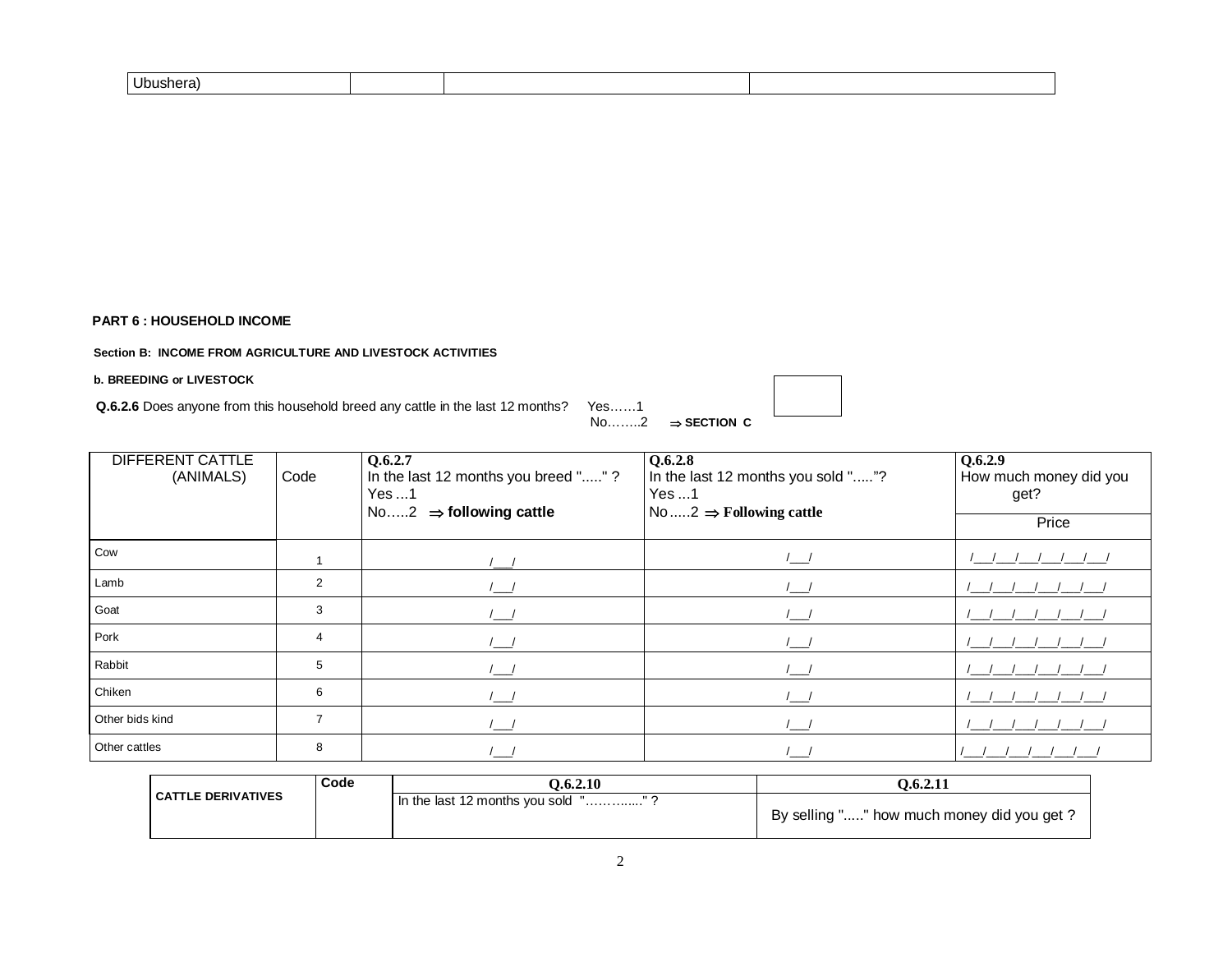| Ubushera) | | | |
|---|---|---|---|

**PART 6 : HOUSEHOLD INCOME**

**Section B: INCOME FROM AGRICULTURE AND LIVESTOCK ACTIVITIES**

**b. BREEDING or LIVESTOCK**

**Q.6.2.6** Does anyone from this household breed any cattle in the last 12 months? Yes……1
No……..2 ⇒ **SECTION C**

| DIFFERENT CATTLE (ANIMALS) | Code | **Q.6.2.7** In the last 12 months you breed "....." ? Yes …1 No…..2 ⇒ **following cattle** | **Q.6.2.8** In the last 12 months you sold "....."? Yes …1 No …..2 ⇒ **Following cattle** | **Q.6.2.9** How much money did you get? |
|---|---|---|---|---|
| | | | | Price |
| Cow | 1 | /___/ | /___/ | /___/___/___/___/___/___/ |
| Lamb | 2 | /___/ | /___/ | /___/___/___/___/___/___/ |
| Goat | 3 | /___/ | /___/ | /___/___/___/___/___/___/ |
| Pork | 4 | /___/ | /___/ | /___/___/___/___/___/___/ |
| Rabbit | 5 | /___/ | /___/ | /___/___/___/___/___/___/ |
| Chiken | 6 | /___/ | /___/ | /___/___/___/___/___/___/ |
| Other bids kind | 7 | /___/ | /___/ | /___/___/___/___/___/___/ |
| Other cattles | 8 | /___/ | /___/ | /___/___/___/___/___/___/ |

| **CATTLE DERIVATIVES** | **Code** | **Q.6.2.10** In the last 12 months you sold "………....." ? | **Q.6.2.11** By selling "....." how much money did you get ? |
|---|---|---|---|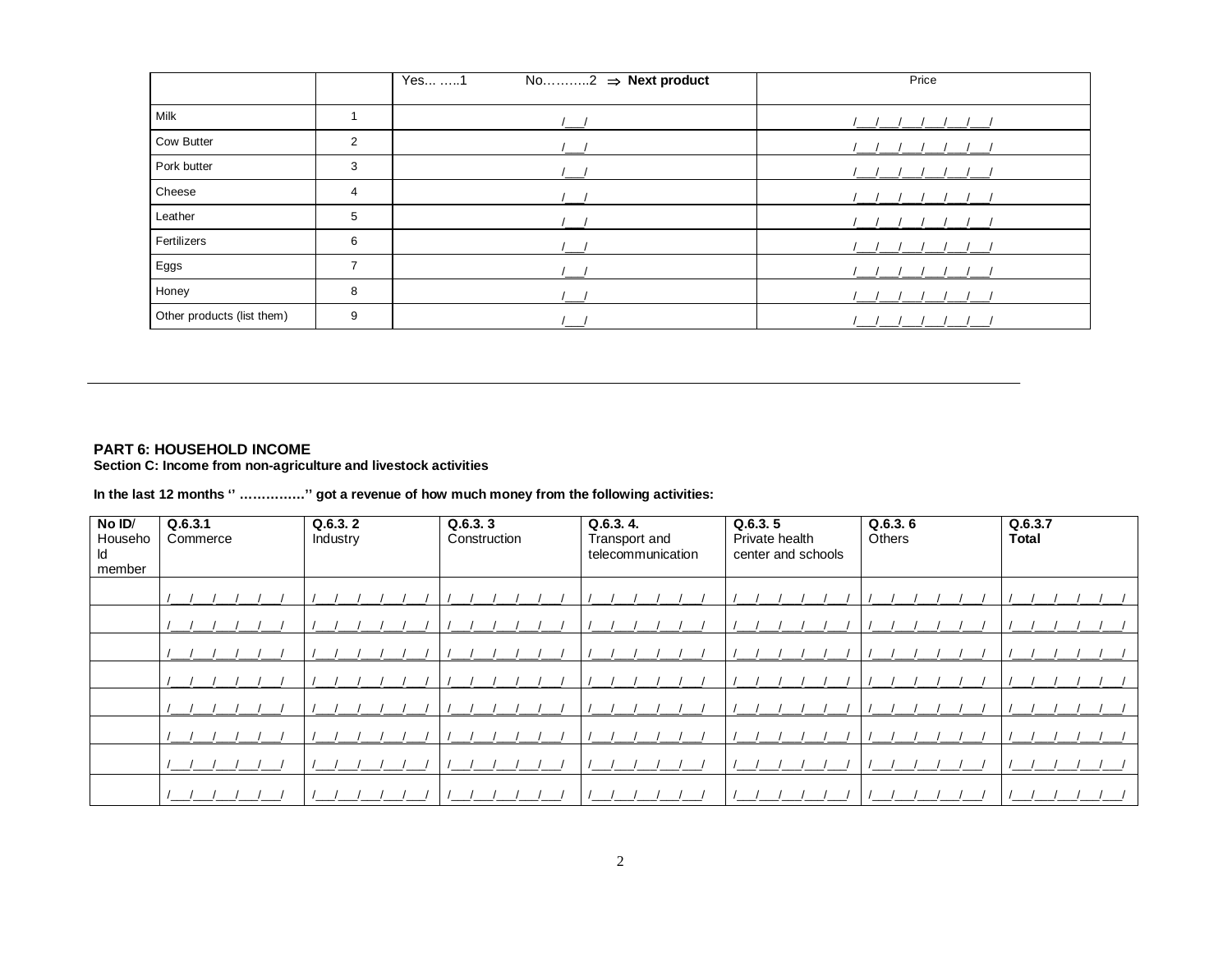| | | Yes… …..1 No………..2 ⇒ **Next product** | Price |
|---|---|---|---|
| Milk | 1 | /__/ | /__/__/__/__/__/__/ |
| Cow Butter | 2 | /__/ | /__/__/__/__/__/__/ |
| Pork butter | 3 | /__/ | /__/__/__/__/__/__/ |
| Cheese | 4 | /__/ | /__/__/__/__/__/__/ |
| Leather | 5 | /__/ | /__/__/__/__/__/__/ |
| Fertilizers | 6 | /__/ | /__/__/__/__/__/__/ |
| Eggs | 7 | /__/ | /__/__/__/__/__/__/ |
| Honey | 8 | /__/ | /__/__/__/__/__/__/ |
| Other products (list them) | 9 | /__/ | /__/__/__/__/__/__/ |

---

**PART 6: HOUSEHOLD INCOME**

**Section C: Income from non-agriculture and livestock activities**

**In the last 12 months '' ……………'' got a revenue of how much money from the following activities:**

| **No ID**/ Household member | **Q.6.3.1** Commerce | **Q.6.3. 2** Industry | **Q.6.3. 3** Construction | **Q.6.3. 4.** Transport and telecommunication | **Q.6.3. 5** Private health center and schools | **Q.6.3. 6** Others | **Q.6.3.7** **Total** |
|---|---|---|---|---|---|---|---|
| | /__/__/__/__/__/ | /__/__/__/__/__/ | /__/__/__/__/__/ | /__/__/__/__/__/ | /__/__/__/__/__/ | /__/__/__/__/__/ | /__/__/__/__/__/ |
| | /__/__/__/__/__/ | /__/__/__/__/__/ | /__/__/__/__/__/ | /__/__/__/__/__/ | /__/__/__/__/__/ | /__/__/__/__/__/ | /__/__/__/__/__/ |
| | /__/__/__/__/__/ | /__/__/__/__/__/ | /__/__/__/__/__/ | /__/__/__/__/__/ | /__/__/__/__/__/ | /__/__/__/__/__/ | /__/__/__/__/__/ |
| | /__/__/__/__/__/ | /__/__/__/__/__/ | /__/__/__/__/__/ | /__/__/__/__/__/ | /__/__/__/__/__/ | /__/__/__/__/__/ | /__/__/__/__/__/ |
| | /__/__/__/__/__/ | /__/__/__/__/__/ | /__/__/__/__/__/ | /__/__/__/__/__/ | /__/__/__/__/__/ | /__/__/__/__/__/ | /__/__/__/__/__/ |
| | /__/__/__/__/__/ | /__/__/__/__/__/ | /__/__/__/__/__/ | /__/__/__/__/__/ | /__/__/__/__/__/ | /__/__/__/__/__/ | /__/__/__/__/__/ |
| | /__/__/__/__/__/ | /__/__/__/__/__/ | /__/__/__/__/__/ | /__/__/__/__/__/ | /__/__/__/__/__/ | /__/__/__/__/__/ | /__/__/__/__/__/ |
| | /__/__/__/__/__/ | /__/__/__/__/__/ | /__/__/__/__/__/ | /__/__/__/__/__/ | /__/__/__/__/__/ | /__/__/__/__/__/ | /__/__/__/__/__/ |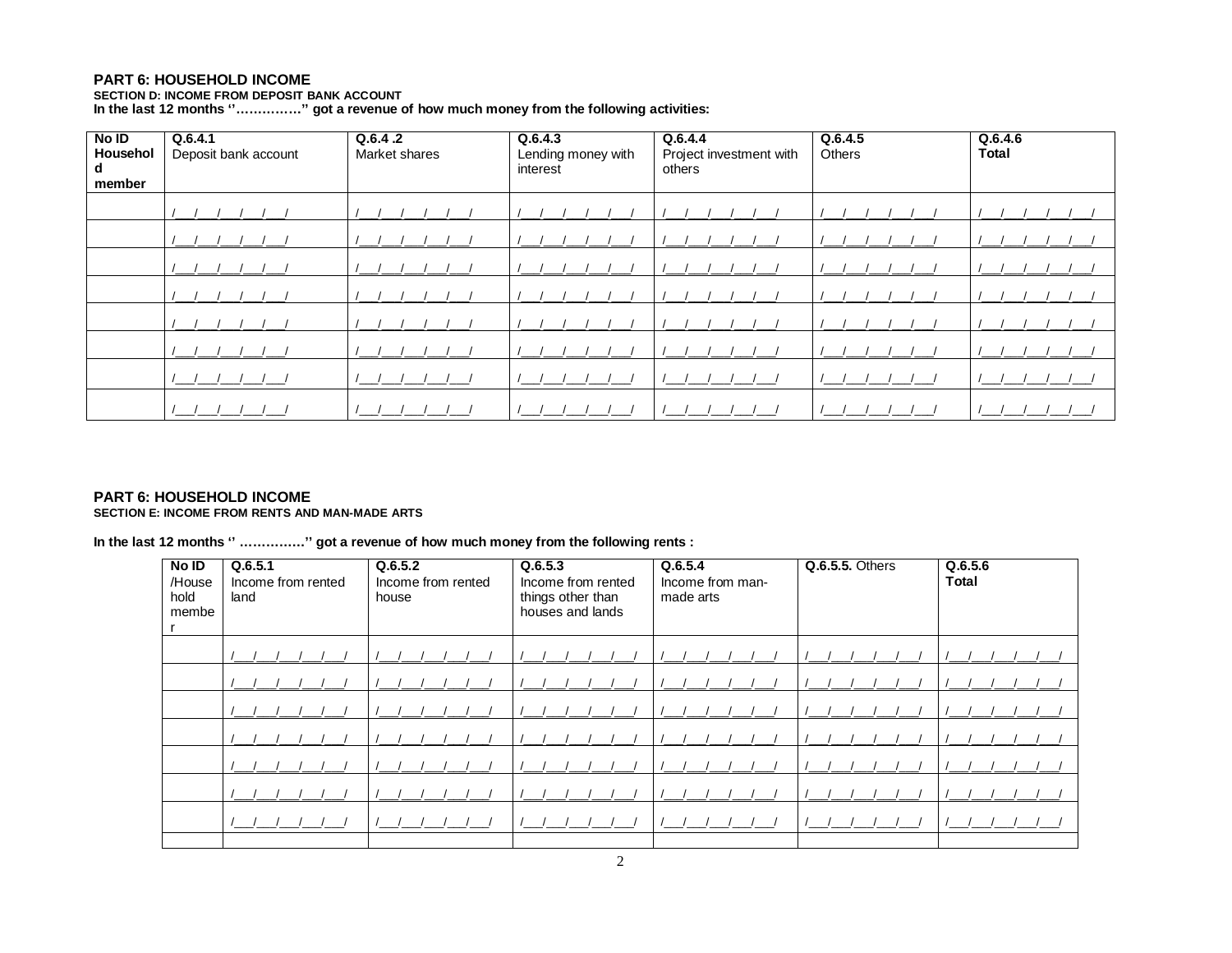**PART 6: HOUSEHOLD INCOME**

**SECTION D: INCOME FROM DEPOSIT BANK ACCOUNT**

**In the last 12 months ''……………'' got a revenue of how much money from the following activities:**

| **No ID Household member** | **Q.6.4.1** Deposit bank account | **Q.6.4 .2** Market shares | **Q.6.4.3** Lending money with interest | **Q.6.4.4** Project investment with others | **Q.6.4.5** Others | **Q.6.4.6 Total** |
|---|---|---|---|---|---|---|
| | /__/__/__/__/__/ | /__/__/__/__/__/ | /__/__/__/__/__/ | /__/__/__/__/__/ | /__/__/__/__/__/ | /__/__/__/__/__/ |
| | /__/__/__/__/__/ | /__/__/__/__/__/ | /__/__/__/__/__/ | /__/__/__/__/__/ | /__/__/__/__/__/ | /__/__/__/__/__/ |
| | /__/__/__/__/__/ | /__/__/__/__/__/ | /__/__/__/__/__/ | /__/__/__/__/__/ | /__/__/__/__/__/ | /__/__/__/__/__/ |
| | /__/__/__/__/__/ | /__/__/__/__/__/ | /__/__/__/__/__/ | /__/__/__/__/__/ | /__/__/__/__/__/ | /__/__/__/__/__/ |
| | /__/__/__/__/__/ | /__/__/__/__/__/ | /__/__/__/__/__/ | /__/__/__/__/__/ | /__/__/__/__/__/ | /__/__/__/__/__/ |
| | /__/__/__/__/__/ | /__/__/__/__/__/ | /__/__/__/__/__/ | /__/__/__/__/__/ | /__/__/__/__/__/ | /__/__/__/__/__/ |
| | /__/__/__/__/__/ | /__/__/__/__/__/ | /__/__/__/__/__/ | /__/__/__/__/__/ | /__/__/__/__/__/ | /__/__/__/__/__/ |
| | /__/__/__/__/__/ | /__/__/__/__/__/ | /__/__/__/__/__/ | /__/__/__/__/__/ | /__/__/__/__/__/ | /__/__/__/__/__/ |

**PART 6: HOUSEHOLD INCOME**

**SECTION E: INCOME FROM RENTS AND MAN-MADE ARTS**

**In the last 12 months '' ……………'' got a revenue of how much money from the following rents :**

| **No ID** /Household member | **Q.6.5.1** Income from rented land | **Q.6.5.2** Income from rented house | **Q.6.5.3** Income from rented things other than houses and lands | **Q.6.5.4** Income from man-made arts | **Q.6.5.5.** Others | **Q.6.5.6 Total** |
|---|---|---|---|---|---|---|
| | /__/__/__/__/__/ | /__/__/__/__/__/ | /__/__/__/__/__/ | /__/__/__/__/__/ | /__/__/__/__/__/ | /__/__/__/__/__/ |
| | /__/__/__/__/__/ | /__/__/__/__/__/ | /__/__/__/__/__/ | /__/__/__/__/__/ | /__/__/__/__/__/ | /__/__/__/__/__/ |
| | /__/__/__/__/__/ | /__/__/__/__/__/ | /__/__/__/__/__/ | /__/__/__/__/__/ | /__/__/__/__/__/ | /__/__/__/__/__/ |
| | /__/__/__/__/__/ | /__/__/__/__/__/ | /__/__/__/__/__/ | /__/__/__/__/__/ | /__/__/__/__/__/ | /__/__/__/__/__/ |
| | /__/__/__/__/__/ | /__/__/__/__/__/ | /__/__/__/__/__/ | /__/__/__/__/__/ | /__/__/__/__/__/ | /__/__/__/__/__/ |
| | /__/__/__/__/__/ | /__/__/__/__/__/ | /__/__/__/__/__/ | /__/__/__/__/__/ | /__/__/__/__/__/ | /__/__/__/__/__/ |
| | /__/__/__/__/__/ | /__/__/__/__/__/ | /__/__/__/__/__/ | /__/__/__/__/__/ | /__/__/__/__/__/ | /__/__/__/__/__/ |
| | | | | | | |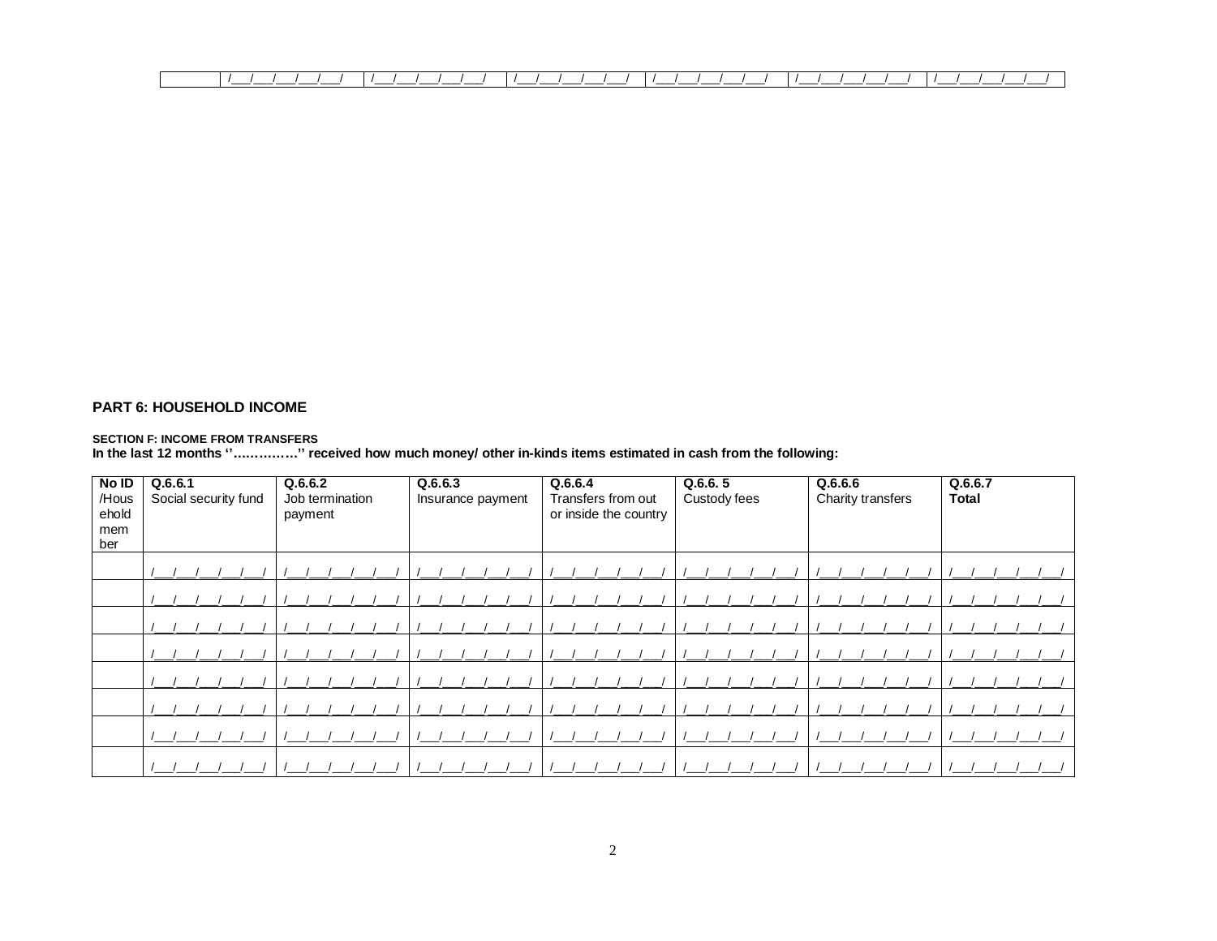| | /\_\_\_/\_\_\_/\_\_\_/\_\_\_/\_\_\_/ | /\_\_\_/\_\_\_/\_\_\_/\_\_\_/\_\_\_/ | /\_\_\_/\_\_\_/\_\_\_/\_\_\_/\_\_\_/ | /\_\_\_/\_\_\_/\_\_\_/\_\_\_/\_\_\_/ | /\_\_\_/\_\_\_/\_\_\_/\_\_\_/\_\_\_/ | /\_\_\_/\_\_\_/\_\_\_/\_\_\_/\_\_\_/ |
|---|---|---|---|---|---|---|

## PART 6: HOUSEHOLD INCOME

**SECTION F: INCOME FROM TRANSFERS**

**In the last 12 months ''……………'' received how much money/ other in-kinds items estimated in cash from the following:**

| No ID /Household member | **Q.6.6.1** Social security fund | **Q.6.6.2** Job termination payment | **Q.6.6.3** Insurance payment | **Q.6.6.4** Transfers from out or inside the country | **Q.6.6. 5** Custody fees | **Q.6.6.6** Charity transfers | **Q.6.6.7** **Total** |
|---|---|---|---|---|---|---|---|
| | /\_\_\_/\_\_\_/\_\_\_/\_\_\_/\_\_\_/ | /\_\_\_/\_\_\_/\_\_\_/\_\_\_/\_\_\_/ | /\_\_\_/\_\_\_/\_\_\_/\_\_\_/\_\_\_/ | /\_\_\_/\_\_\_/\_\_\_/\_\_\_/\_\_\_/ | /\_\_\_/\_\_\_/\_\_\_/\_\_\_/\_\_\_/ | /\_\_\_/\_\_\_/\_\_\_/\_\_\_/\_\_\_/ | /\_\_\_/\_\_\_/\_\_\_/\_\_\_/\_\_\_/ |
| | /\_\_\_/\_\_\_/\_\_\_/\_\_\_/\_\_\_/ | /\_\_\_/\_\_\_/\_\_\_/\_\_\_/\_\_\_/ | /\_\_\_/\_\_\_/\_\_\_/\_\_\_/\_\_\_/ | /\_\_\_/\_\_\_/\_\_\_/\_\_\_/\_\_\_/ | /\_\_\_/\_\_\_/\_\_\_/\_\_\_/\_\_\_/ | /\_\_\_/\_\_\_/\_\_\_/\_\_\_/\_\_\_/ | /\_\_\_/\_\_\_/\_\_\_/\_\_\_/\_\_\_/ |
| | /\_\_\_/\_\_\_/\_\_\_/\_\_\_/\_\_\_/ | /\_\_\_/\_\_\_/\_\_\_/\_\_\_/\_\_\_/ | /\_\_\_/\_\_\_/\_\_\_/\_\_\_/\_\_\_/ | /\_\_\_/\_\_\_/\_\_\_/\_\_\_/\_\_\_/ | /\_\_\_/\_\_\_/\_\_\_/\_\_\_/\_\_\_/ | /\_\_\_/\_\_\_/\_\_\_/\_\_\_/\_\_\_/ | /\_\_\_/\_\_\_/\_\_\_/\_\_\_/\_\_\_/ |
| | /\_\_\_/\_\_\_/\_\_\_/\_\_\_/\_\_\_/ | /\_\_\_/\_\_\_/\_\_\_/\_\_\_/\_\_\_/ | /\_\_\_/\_\_\_/\_\_\_/\_\_\_/\_\_\_/ | /\_\_\_/\_\_\_/\_\_\_/\_\_\_/\_\_\_/ | /\_\_\_/\_\_\_/\_\_\_/\_\_\_/\_\_\_/ | /\_\_\_/\_\_\_/\_\_\_/\_\_\_/\_\_\_/ | /\_\_\_/\_\_\_/\_\_\_/\_\_\_/\_\_\_/ |
| | /\_\_\_/\_\_\_/\_\_\_/\_\_\_/\_\_\_/ | /\_\_\_/\_\_\_/\_\_\_/\_\_\_/\_\_\_/ | /\_\_\_/\_\_\_/\_\_\_/\_\_\_/\_\_\_/ | /\_\_\_/\_\_\_/\_\_\_/\_\_\_/\_\_\_/ | /\_\_\_/\_\_\_/\_\_\_/\_\_\_/\_\_\_/ | /\_\_\_/\_\_\_/\_\_\_/\_\_\_/\_\_\_/ | /\_\_\_/\_\_\_/\_\_\_/\_\_\_/\_\_\_/ |
| | /\_\_\_/\_\_\_/\_\_\_/\_\_\_/\_\_\_/ | /\_\_\_/\_\_\_/\_\_\_/\_\_\_/\_\_\_/ | /\_\_\_/\_\_\_/\_\_\_/\_\_\_/\_\_\_/ | /\_\_\_/\_\_\_/\_\_\_/\_\_\_/\_\_\_/ | /\_\_\_/\_\_\_/\_\_\_/\_\_\_/\_\_\_/ | /\_\_\_/\_\_\_/\_\_\_/\_\_\_/\_\_\_/ | /\_\_\_/\_\_\_/\_\_\_/\_\_\_/\_\_\_/ |
| | /\_\_\_/\_\_\_/\_\_\_/\_\_\_/\_\_\_/ | /\_\_\_/\_\_\_/\_\_\_/\_\_\_/\_\_\_/ | /\_\_\_/\_\_\_/\_\_\_/\_\_\_/\_\_\_/ | /\_\_\_/\_\_\_/\_\_\_/\_\_\_/\_\_\_/ | /\_\_\_/\_\_\_/\_\_\_/\_\_\_/\_\_\_/ | /\_\_\_/\_\_\_/\_\_\_/\_\_\_/\_\_\_/ | /\_\_\_/\_\_\_/\_\_\_/\_\_\_/\_\_\_/ |
| | /\_\_\_/\_\_\_/\_\_\_/\_\_\_/\_\_\_/ | /\_\_\_/\_\_\_/\_\_\_/\_\_\_/\_\_\_/ | /\_\_\_/\_\_\_/\_\_\_/\_\_\_/\_\_\_/ | /\_\_\_/\_\_\_/\_\_\_/\_\_\_/\_\_\_/ | /\_\_\_/\_\_\_/\_\_\_/\_\_\_/\_\_\_/ | /\_\_\_/\_\_\_/\_\_\_/\_\_\_/\_\_\_/ | /\_\_\_/\_\_\_/\_\_\_/\_\_\_/\_\_\_/ |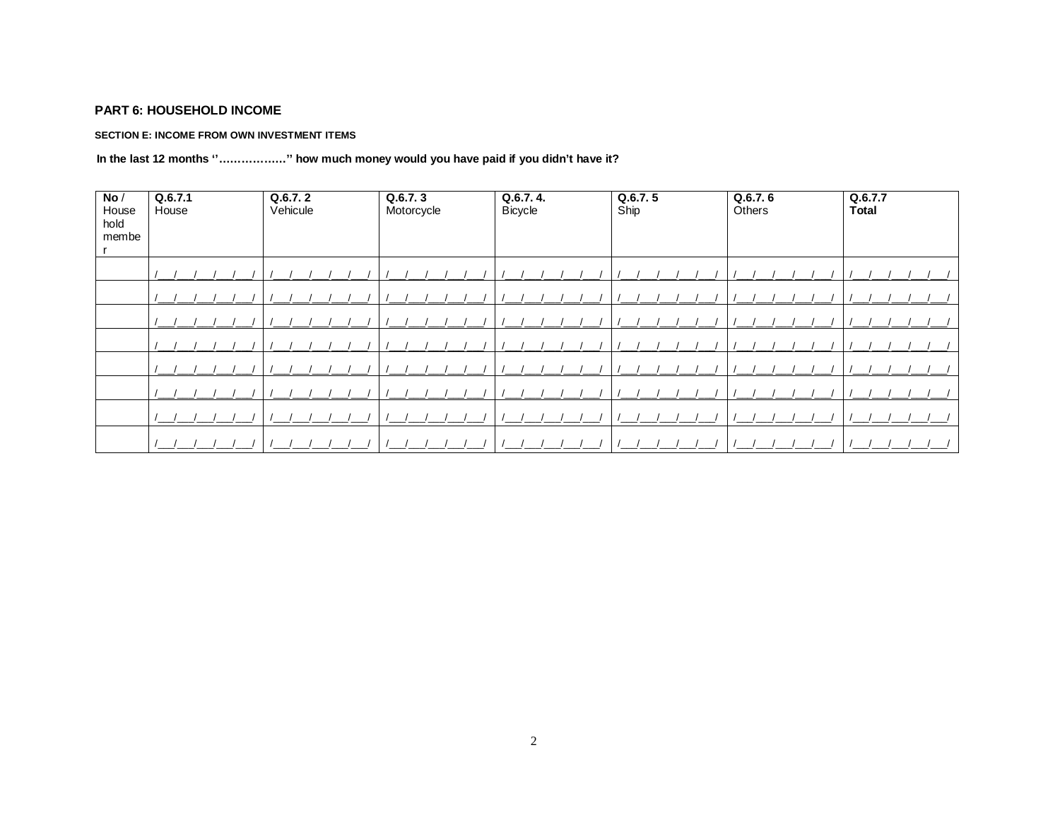## PART 6: HOUSEHOLD INCOME

#### SECTION E: INCOME FROM OWN INVESTMENT ITEMS

**In the last 12 months ''………………'' how much money would you have paid if you didn't have it?**

| **No** / Household member | **Q.6.7.1** House | **Q.6.7. 2** Vehicule | **Q.6.7. 3** Motorcycle | **Q.6.7. 4.** Bicycle | **Q.6.7. 5** Ship | **Q.6.7. 6** Others | **Q.6.7.7** **Total** |
|---|---|---|---|---|---|---|---|
| | /__/__/__/__/__/ | /__/__/__/__/__/ | /__/__/__/__/__/ | /__/__/__/__/__/ | /__/__/__/__/__/ | /__/__/__/__/__/ | /__/__/__/__/__/ |
| | /__/__/__/__/__/ | /__/__/__/__/__/ | /__/__/__/__/__/ | /__/__/__/__/__/ | /__/__/__/__/__/ | /__/__/__/__/__/ | /__/__/__/__/__/ |
| | /__/__/__/__/__/ | /__/__/__/__/__/ | /__/__/__/__/__/ | /__/__/__/__/__/ | /__/__/__/__/__/ | /__/__/__/__/__/ | /__/__/__/__/__/ |
| | /__/__/__/__/__/ | /__/__/__/__/__/ | /__/__/__/__/__/ | /__/__/__/__/__/ | /__/__/__/__/__/ | /__/__/__/__/__/ | /__/__/__/__/__/ |
| | /__/__/__/__/__/ | /__/__/__/__/__/ | /__/__/__/__/__/ | /__/__/__/__/__/ | /__/__/__/__/__/ | /__/__/__/__/__/ | /__/__/__/__/__/ |
| | /__/__/__/__/__/ | /__/__/__/__/__/ | /__/__/__/__/__/ | /__/__/__/__/__/ | /__/__/__/__/__/ | /__/__/__/__/__/ | /__/__/__/__/__/ |
| | /__/__/__/__/__/ | /__/__/__/__/__/ | /__/__/__/__/__/ | /__/__/__/__/__/ | /__/__/__/__/__/ | /__/__/__/__/__/ | /__/__/__/__/__/ |
| | /__/__/__/__/__/ | /__/__/__/__/__/ | /__/__/__/__/__/ | /__/__/__/__/__/ | /__/__/__/__/__/ | /__/__/__/__/__/ | /__/__/__/__/__/ |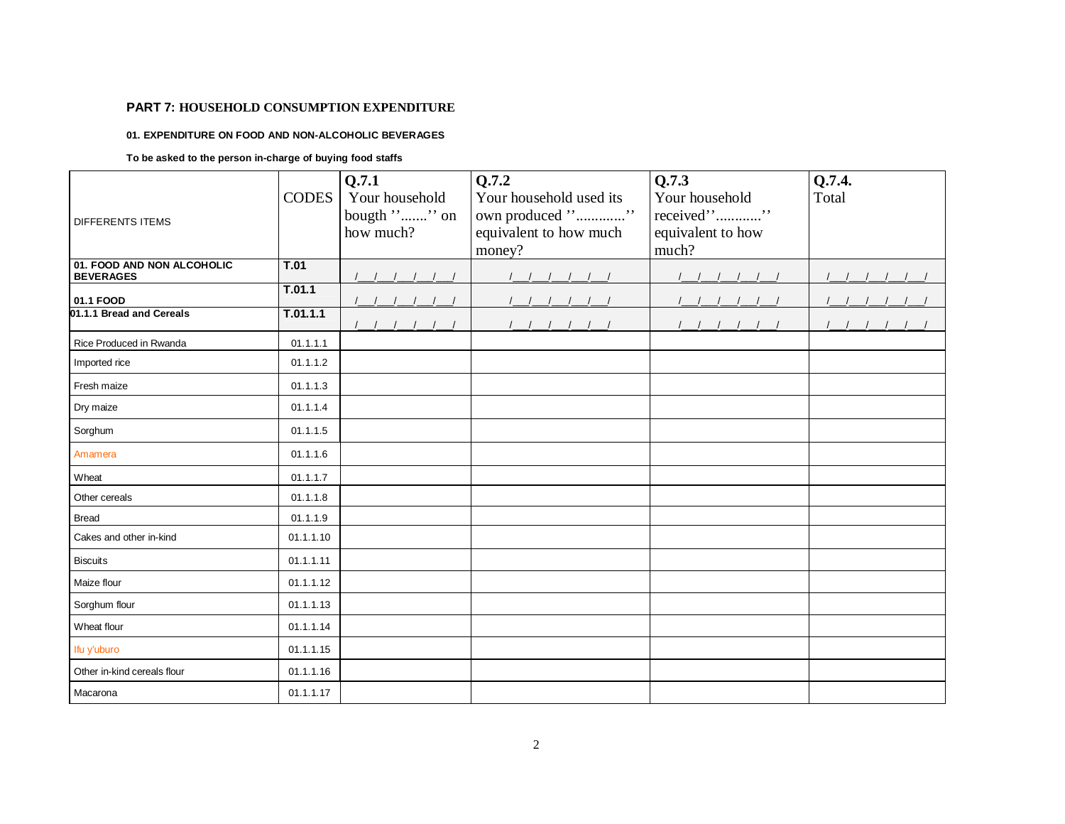**PART 7: HOUSEHOLD CONSUMPTION EXPENDITURE**

**01. EXPENDITURE ON FOOD AND NON-ALCOHOLIC BEVERAGES**

**To be asked to the person in-charge of buying food staffs**

| DIFFERENTS ITEMS | CODES | Q.7.1 Your household bougth ''.......'' on how much? | Q.7.2 Your household used its own produced ''.............'' equivalent to how much money? | Q.7.3 Your household received''............'' equivalent to how much? | Q.7.4. Total |
|---|---|---|---|---|---|
| **01. FOOD AND NON ALCOHOLIC BEVERAGES** | **T.01** | /__/__/__/__/__/ | /__/__/__/__/__/ | /__/__/__/__/__/ | /__/__/__/__/__/ |
| **01.1 FOOD** | **T.01.1** | /__/__/__/__/__/ | /__/__/__/__/__/ | /__/__/__/__/__/ | /__/__/__/__/__/ |
| **01.1.1 Bread and Cereals** | **T.01.1.1** | /__/__/__/__/__/ | /__/__/__/__/__/ | /__/__/__/__/__/ | /__/__/__/__/__/ |
| Rice Produced in Rwanda | 01.1.1.1 | | | | |
| Imported rice | 01.1.1.2 | | | | |
| Fresh maize | 01.1.1.3 | | | | |
| Dry maize | 01.1.1.4 | | | | |
| Sorghum | 01.1.1.5 | | | | |
| Amamera | 01.1.1.6 | | | | |
| Wheat | 01.1.1.7 | | | | |
| Other cereals | 01.1.1.8 | | | | |
| Bread | 01.1.1.9 | | | | |
| Cakes and other in-kind | 01.1.1.10 | | | | |
| Biscuits | 01.1.1.11 | | | | |
| Maize flour | 01.1.1.12 | | | | |
| Sorghum flour | 01.1.1.13 | | | | |
| Wheat flour | 01.1.1.14 | | | | |
| Ifu y'uburo | 01.1.1.15 | | | | |
| Other in-kind cereals flour | 01.1.1.16 | | | | |
| Macarona | 01.1.1.17 | | | | |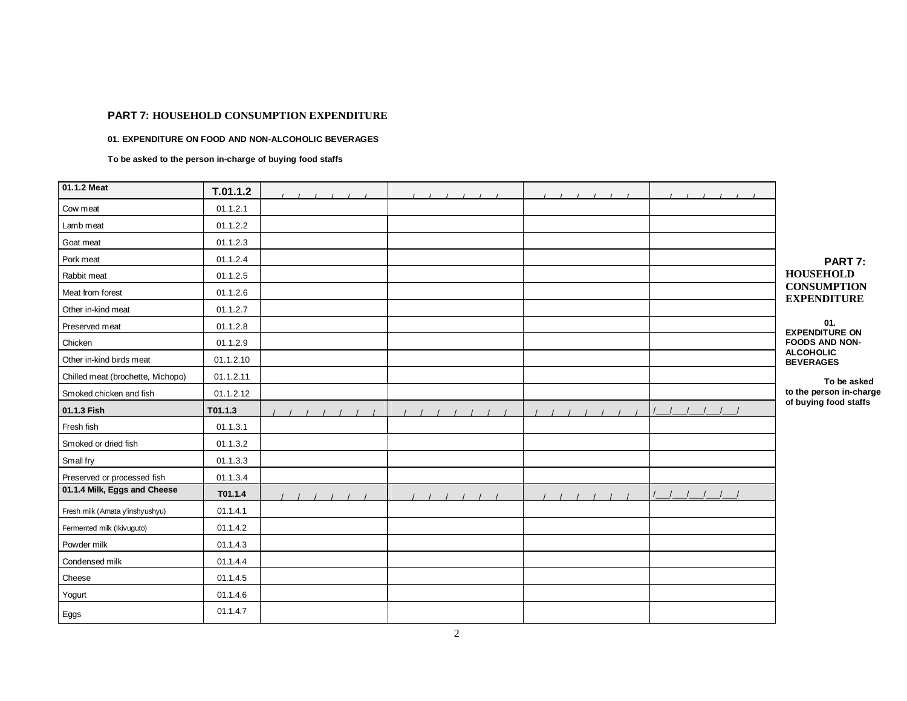## PART 7: HOUSEHOLD CONSUMPTION EXPENDITURE

### 01. EXPENDITURE ON FOOD AND NON-ALCOHOLIC BEVERAGES

**To be asked to the person in-charge of buying food staffs**

| **01.1.2 Meat** | **T.01.1.2** | /__/__/__/__/__/ | /__/__/__/__/__/ | /__/__/__/__/__/ | /__/__/__/__/__/ |
|---|---|---|---|---|---|
| Cow meat | 01.1.2.1 | | | | |
| Lamb meat | 01.1.2.2 | | | | |
| Goat meat | 01.1.2.3 | | | | |
| Pork meat | 01.1.2.4 | | | | |
| Rabbit meat | 01.1.2.5 | | | | |
| Meat from forest | 01.1.2.6 | | | | |
| Other in-kind meat | 01.1.2.7 | | | | |
| Preserved meat | 01.1.2.8 | | | | |
| Chicken | 01.1.2.9 | | | | |
| Other in-kind birds meat | 01.1.2.10 | | | | |
| Chilled meat (brochette, Michopo) | 01.1.2.11 | | | | |
| Smoked chicken and fish | 01.1.2.12 | | | | |
| **01.1.3 Fish** | **T01.1.3** | /__/__/__/__/__/__/ | /__/__/__/__/__/__/ | /__/__/__/__/__/__/ | /__/__/__/__/__/ |
| Fresh fish | 01.1.3.1 | | | | |
| Smoked or dried fish | 01.1.3.2 | | | | |
| Small fry | 01.1.3.3 | | | | |
| Preserved or processed fish | 01.1.3.4 | | | | |
| **01.1.4 Milk, Eggs and Cheese** | **T01.1.4** | /__/__/__/__/__/ | /__/__/__/__/__/ | /__/__/__/__/__/ | /__/__/__/__/__/ |
| Fresh milk (Amata y'inshyushyu) | 01.1.4.1 | | | | |
| Fermented milk (Ikivuguto) | 01.1.4.2 | | | | |
| Powder milk | 01.1.4.3 | | | | |
| Condensed milk | 01.1.4.4 | | | | |
| Cheese | 01.1.4.5 | | | | |
| Yogurt | 01.1.4.6 | | | | |
| Eggs | 01.1.4.7 | | | | |

**PART 7: HOUSEHOLD CONSUMPTION EXPENDITURE**

**01. EXPENDITURE ON FOODS AND NON-ALCOHOLIC BEVERAGES**

**To be asked to the person in-charge of buying food staffs**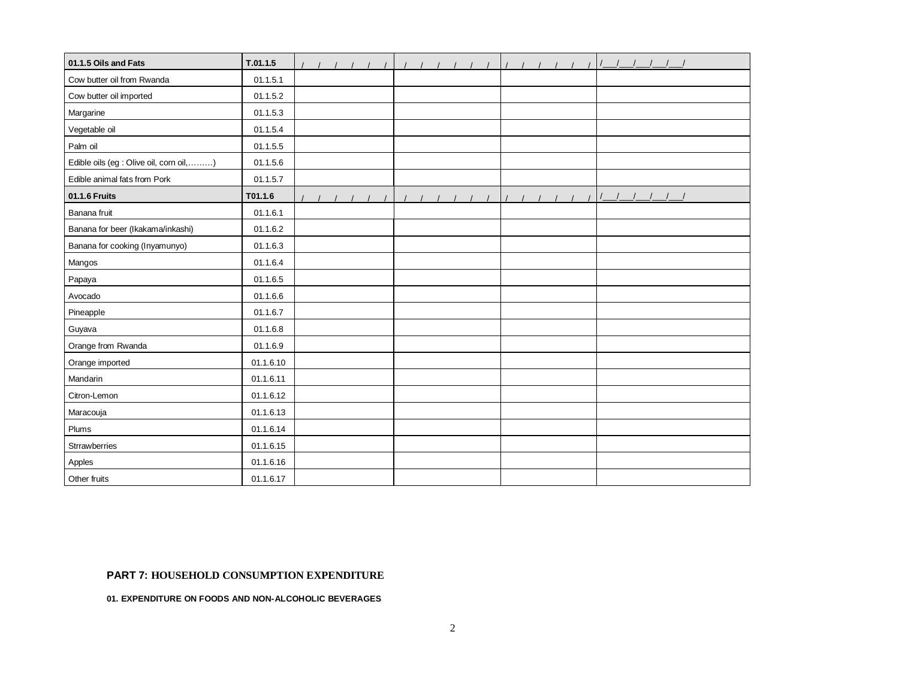| 01.1.5 Oils and Fats | T.01.1.5 | / / / / / / | / / / / / / | / / / / / / | /___/___/___/___/___/ |
|---|---|---|---|---|---|
| Cow butter oil from Rwanda | 01.1.5.1 | | | | |
| Cow butter oil imported | 01.1.5.2 | | | | |
| Margarine | 01.1.5.3 | | | | |
| Vegetable oil | 01.1.5.4 | | | | |
| Palm oil | 01.1.5.5 | | | | |
| Edible oils (eg : Olive oil, corn oil,………) | 01.1.5.6 | | | | |
| Edible animal fats from Pork | 01.1.5.7 | | | | |
| **01.1.6 Fruits** | **T01.1.6** | / / / / / / | / / / / / / | / / / / / / | /___/___/___/___/___/ |
| Banana fruit | 01.1.6.1 | | | | |
| Banana for beer (Ikakama/inkashi) | 01.1.6.2 | | | | |
| Banana for cooking (Inyamunyo) | 01.1.6.3 | | | | |
| Mangos | 01.1.6.4 | | | | |
| Papaya | 01.1.6.5 | | | | |
| Avocado | 01.1.6.6 | | | | |
| Pineapple | 01.1.6.7 | | | | |
| Guyava | 01.1.6.8 | | | | |
| Orange from Rwanda | 01.1.6.9 | | | | |
| Orange imported | 01.1.6.10 | | | | |
| Mandarin | 01.1.6.11 | | | | |
| Citron-Lemon | 01.1.6.12 | | | | |
| Maracouja | 01.1.6.13 | | | | |
| Plums | 01.1.6.14 | | | | |
| Strrawberries | 01.1.6.15 | | | | |
| Apples | 01.1.6.16 | | | | |
| Other fruits | 01.1.6.17 | | | | |

**PART 7: HOUSEHOLD CONSUMPTION EXPENDITURE**

**01. EXPENDITURE ON FOODS AND NON-ALCOHOLIC BEVERAGES**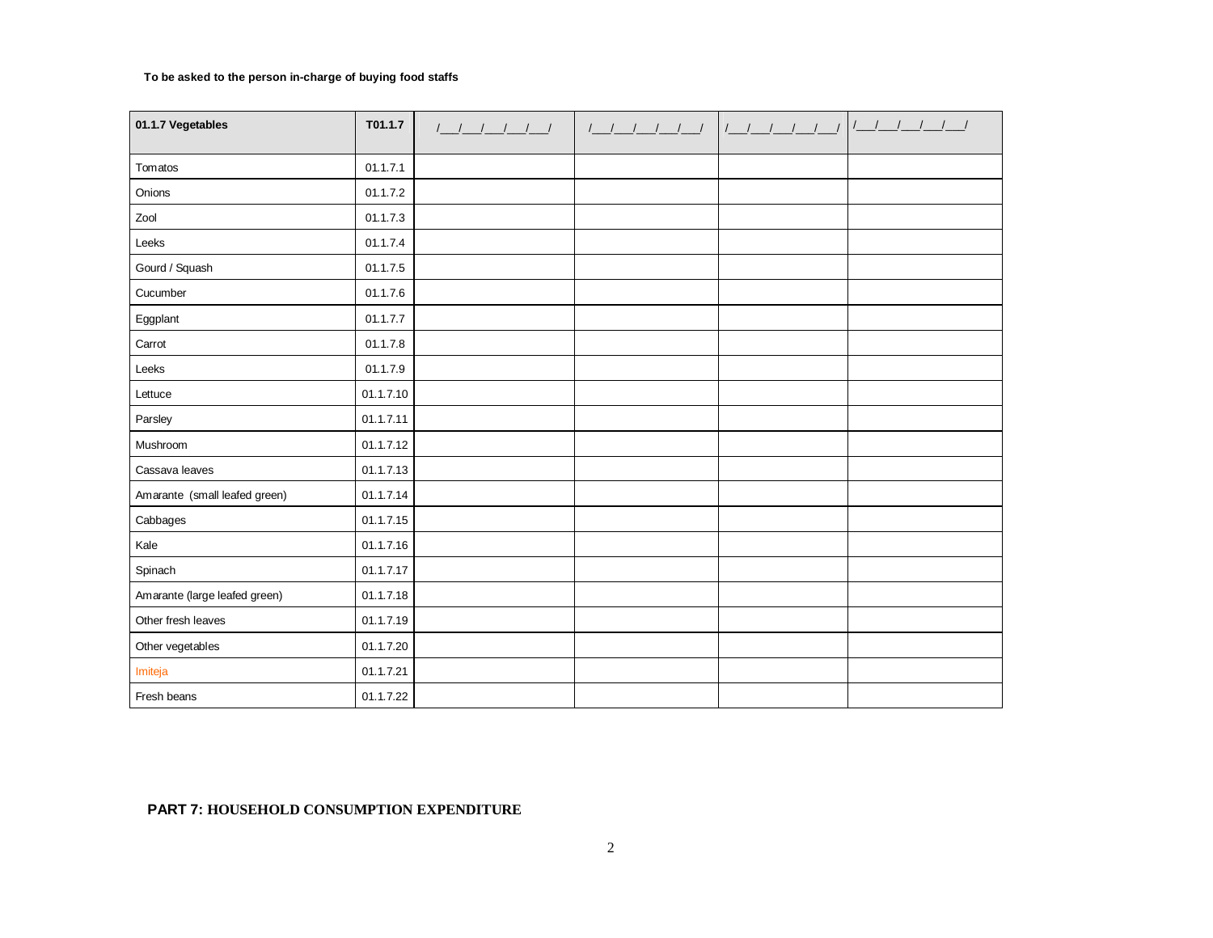**To be asked to the person in-charge of buying food staffs**

| 01.1.7 Vegetables | T01.1.7 | /___/___/___/___/___/ | /___/___/___/___/___/ | /___/___/___/___/___/ | /___/___/___/___/___/ |
|---|---|---|---|---|---|
| Tomatos | 01.1.7.1 | | | | |
| Onions | 01.1.7.2 | | | | |
| Zool | 01.1.7.3 | | | | |
| Leeks | 01.1.7.4 | | | | |
| Gourd / Squash | 01.1.7.5 | | | | |
| Cucumber | 01.1.7.6 | | | | |
| Eggplant | 01.1.7.7 | | | | |
| Carrot | 01.1.7.8 | | | | |
| Leeks | 01.1.7.9 | | | | |
| Lettuce | 01.1.7.10 | | | | |
| Parsley | 01.1.7.11 | | | | |
| Mushroom | 01.1.7.12 | | | | |
| Cassava leaves | 01.1.7.13 | | | | |
| Amarante (small leafed green) | 01.1.7.14 | | | | |
| Cabbages | 01.1.7.15 | | | | |
| Kale | 01.1.7.16 | | | | |
| Spinach | 01.1.7.17 | | | | |
| Amarante (large leafed green) | 01.1.7.18 | | | | |
| Other fresh leaves | 01.1.7.19 | | | | |
| Other vegetables | 01.1.7.20 | | | | |
| Imiteja | 01.1.7.21 | | | | |
| Fresh beans | 01.1.7.22 | | | | |

**PART 7: HOUSEHOLD CONSUMPTION EXPENDITURE**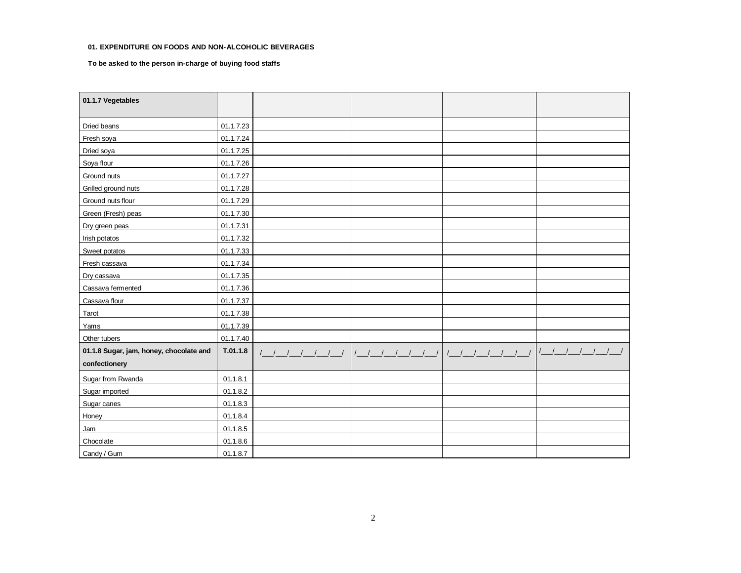**01. EXPENDITURE ON FOODS AND NON-ALCOHOLIC BEVERAGES**

**To be asked to the person in-charge of buying food staffs**

| **01.1.7 Vegetables** | | | | | |
|---|---|---|---|---|---|
| Dried beans | 01.1.7.23 | | | | |
| Fresh soya | 01.1.7.24 | | | | |
| Dried soya | 01.1.7.25 | | | | |
| Soya flour | 01.1.7.26 | | | | |
| Ground nuts | 01.1.7.27 | | | | |
| Grilled ground nuts | 01.1.7.28 | | | | |
| Ground nuts flour | 01.1.7.29 | | | | |
| Green (Fresh) peas | 01.1.7.30 | | | | |
| Dry green peas | 01.1.7.31 | | | | |
| Irish potatos | 01.1.7.32 | | | | |
| Sweet potatos | 01.1.7.33 | | | | |
| Fresh cassava | 01.1.7.34 | | | | |
| Dry cassava | 01.1.7.35 | | | | |
| Cassava fermented | 01.1.7.36 | | | | |
| Cassava flour | 01.1.7.37 | | | | |
| Tarot | 01.1.7.38 | | | | |
| Yams | 01.1.7.39 | | | | |
| Other tubers | 01.1.7.40 | | | | |
| **01.1.8 Sugar, jam, honey, chocolate and confectionery** | **T.01.1.8** | /___/___/___/___/___/___/ | /___/___/___/___/___/___/ | /___/___/___/___/___/___/ | /___/___/___/___/___/___/ |
| Sugar from Rwanda | 01.1.8.1 | | | | |
| Sugar imported | 01.1.8.2 | | | | |
| Sugar canes | 01.1.8.3 | | | | |
| Honey | 01.1.8.4 | | | | |
| Jam | 01.1.8.5 | | | | |
| Chocolate | 01.1.8.6 | | | | |
| Candy / Gum | 01.1.8.7 | | | | |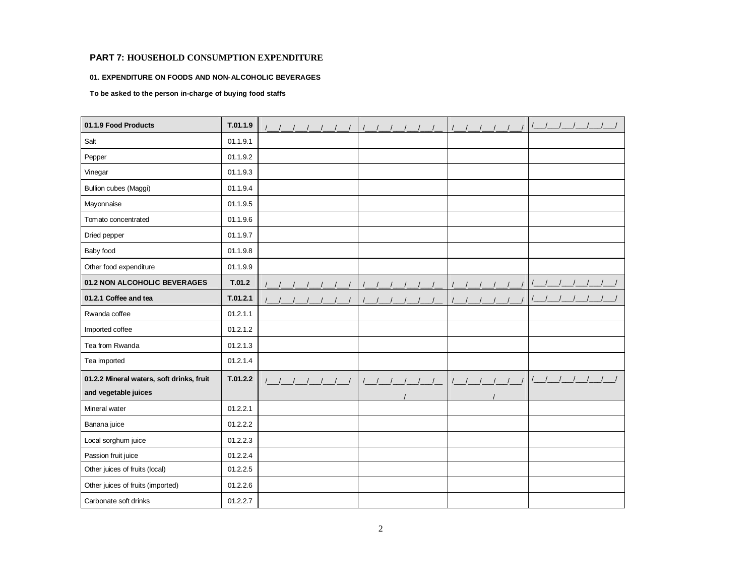## PART 7: HOUSEHOLD CONSUMPTION EXPENDITURE

**01. EXPENDITURE ON FOODS AND NON-ALCOHOLIC BEVERAGES**

**To be asked to the person in-charge of buying food staffs**

| | | | | | |
|---|---|---|---|---|---|
| **01.1.9 Food Products** | **T.01.1.9** | /___/___/___/___/___/___/ | /___/___/___/___/___/__ | /___/___/___/___/___/ | /___/___/___/___/___/___/ |
| Salt | 01.1.9.1 | | | | |
| Pepper | 01.1.9.2 | | | | |
| Vinegar | 01.1.9.3 | | | | |
| Bullion cubes (Maggi) | 01.1.9.4 | | | | |
| Mayonnaise | 01.1.9.5 | | | | |
| Tomato concentrated | 01.1.9.6 | | | | |
| Dried pepper | 01.1.9.7 | | | | |
| Baby food | 01.1.9.8 | | | | |
| Other food expenditure | 01.1.9.9 | | | | |
| **01.2 NON ALCOHOLIC BEVERAGES** | **T.01.2** | /___/___/___/___/___/___/ | /___/___/___/___/___/__ | /___/___/___/___/___/ | /___/___/___/___/___/___/ |
| **01.2.1 Coffee and tea** | **T.01.2.1** | /___/___/___/___/___/___/ | /___/___/___/___/___/__ | /___/___/___/___/___/ | /___/___/___/___/___/___/ |
| Rwanda coffee | 01.2.1.1 | | | | |
| Imported coffee | 01.2.1.2 | | | | |
| Tea from Rwanda | 01.2.1.3 | | | | |
| Tea imported | 01.2.1.4 | | | | |
| **01.2.2 Mineral waters, soft drinks, fruit and vegetable juices** | **T.01.2.2** | /___/___/___/___/___/___/ | /___/___/___/___/___/__ / | /___/___/___/___/___/ / | /___/___/___/___/___/___/ |
| Mineral water | 01.2.2.1 | | | | |
| Banana juice | 01.2.2.2 | | | | |
| Local sorghum juice | 01.2.2.3 | | | | |
| Passion fruit juice | 01.2.2.4 | | | | |
| Other juices of fruits (local) | 01.2.2.5 | | | | |
| Other juices of fruits (imported) | 01.2.2.6 | | | | |
| Carbonate soft drinks | 01.2.2.7 | | | | |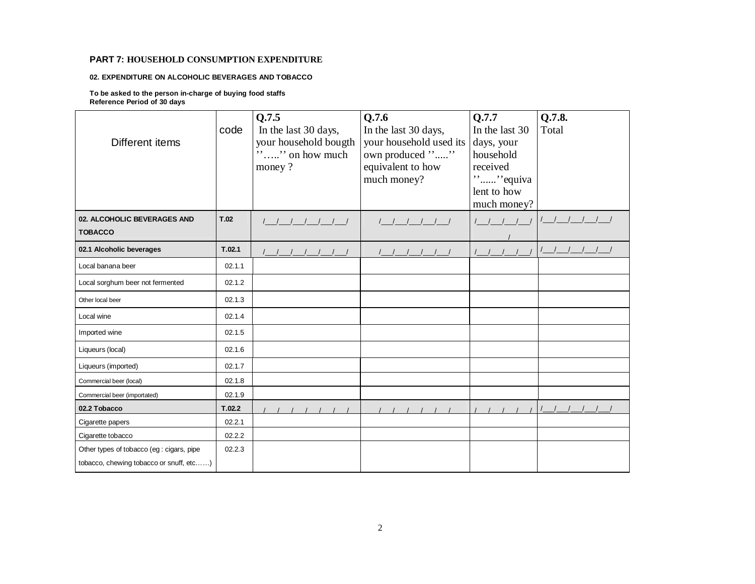**PART 7: HOUSEHOLD CONSUMPTION EXPENDITURE**

**02. EXPENDITURE ON ALCOHOLIC BEVERAGES AND TOBACCO**

**To be asked to the person in-charge of buying food staffs**
**Reference Period of 30 days**

| Different items | code | Q.7.5 In the last 30 days, your household bougth ''…..'' on how much money ? | Q.7.6 In the last 30 days, your household used its own produced ''.....'' equivalent to how much money? | Q.7.7 In the last 30 days, your household received ''......''equivalent to how much money? | Q.7.8. Total |
|---|---|---|---|---|---|
| **02. ALCOHOLIC BEVERAGES AND TOBACCO** | **T.02** | /___/___/___/___/___/___/ | /___/___/___/___/___/ | /___/___/___/___/___/ | /___/___/___/___/___/ |
| **02.1 Alcoholic beverages** | **T.02.1** | /___/___/___/___/___/___/ | /___/___/___/___/___/ | /___/___/___/___/ | /___/___/___/___/___/ |
| Local banana beer | 02.1.1 | | | | |
| Local sorghum beer not fermented | 02.1.2 | | | | |
| Other local beer | 02.1.3 | | | | |
| Local wine | 02.1.4 | | | | |
| Imported wine | 02.1.5 | | | | |
| Liqueurs (local) | 02.1.6 | | | | |
| Liqueurs (imported) | 02.1.7 | | | | |
| Commercial beer (local) | 02.1.8 | | | | |
| Commercial beer (importated) | 02.1.9 | | | | |
| **02.2 Tobacco** | **T.02.2** | /___/___/___/___/___/___/ | /___/___/___/___/___/ | /___/___/___/___/ | /___/___/___/___/___/ |
| Cigarette papers | 02.2.1 | | | | |
| Cigarette tobacco | 02.2.2 | | | | |
| Other types of tobacco (eg : cigars, pipe tobacco, chewing tobacco or snuff, etc……) | 02.2.3 | | | | |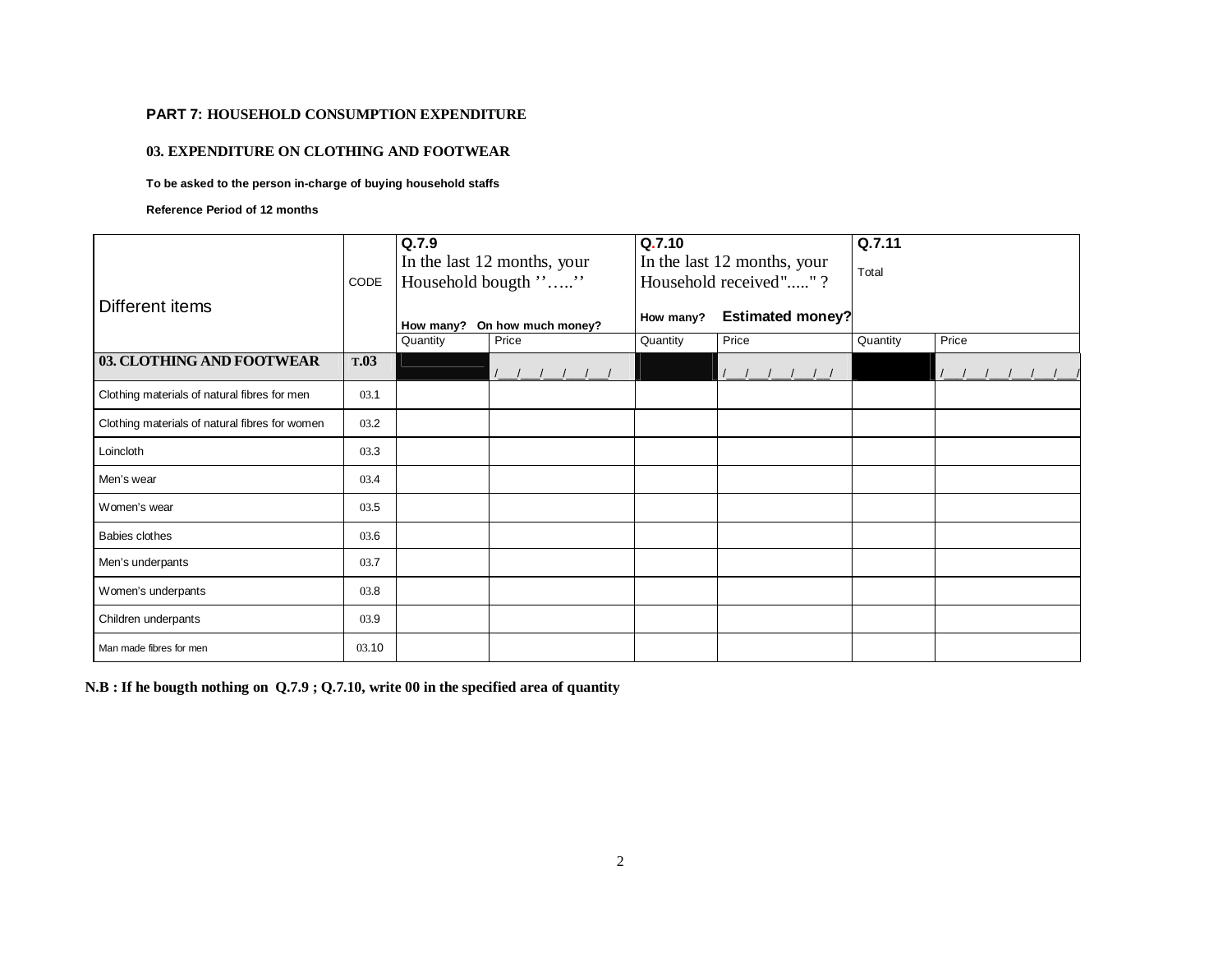**PART 7: HOUSEHOLD CONSUMPTION EXPENDITURE**

**03. EXPENDITURE ON CLOTHING AND FOOTWEAR**

**To be asked to the person in-charge of buying household staffs**

**Reference Period of 12 months**

| Different items | CODE | Q.7.9 In the last 12 months, your Household bougth ''…..'' How many? | On how much money? | Q.7.10 In the last 12 months, your Household received"....." ? How many? | Estimated money? | Q.7.11 Total | |
|---|---|---|---|---|---|---|---|
| | | Quantity | Price | Quantity | Price | Quantity | Price |
| **03. CLOTHING AND FOOTWEAR** | **T.03** | | /__/__/__/__/__/ | | /__/__/__/__/__/ | | /__/__/__/__/__/__/ |
| Clothing materials of natural fibres for men | 03.1 | | | | | | |
| Clothing materials of natural fibres for women | 03.2 | | | | | | |
| Loincloth | 03.3 | | | | | | |
| Men's wear | 03.4 | | | | | | |
| Women's wear | 03.5 | | | | | | |
| Babies clothes | 03.6 | | | | | | |
| Men's underpants | 03.7 | | | | | | |
| Women's underpants | 03.8 | | | | | | |
| Children underpants | 03.9 | | | | | | |
| Man made fibres for men | 03.10 | | | | | | |

**N.B : If he bougth nothing on Q.7.9 ; Q.7.10, write 00 in the specified area of quantity**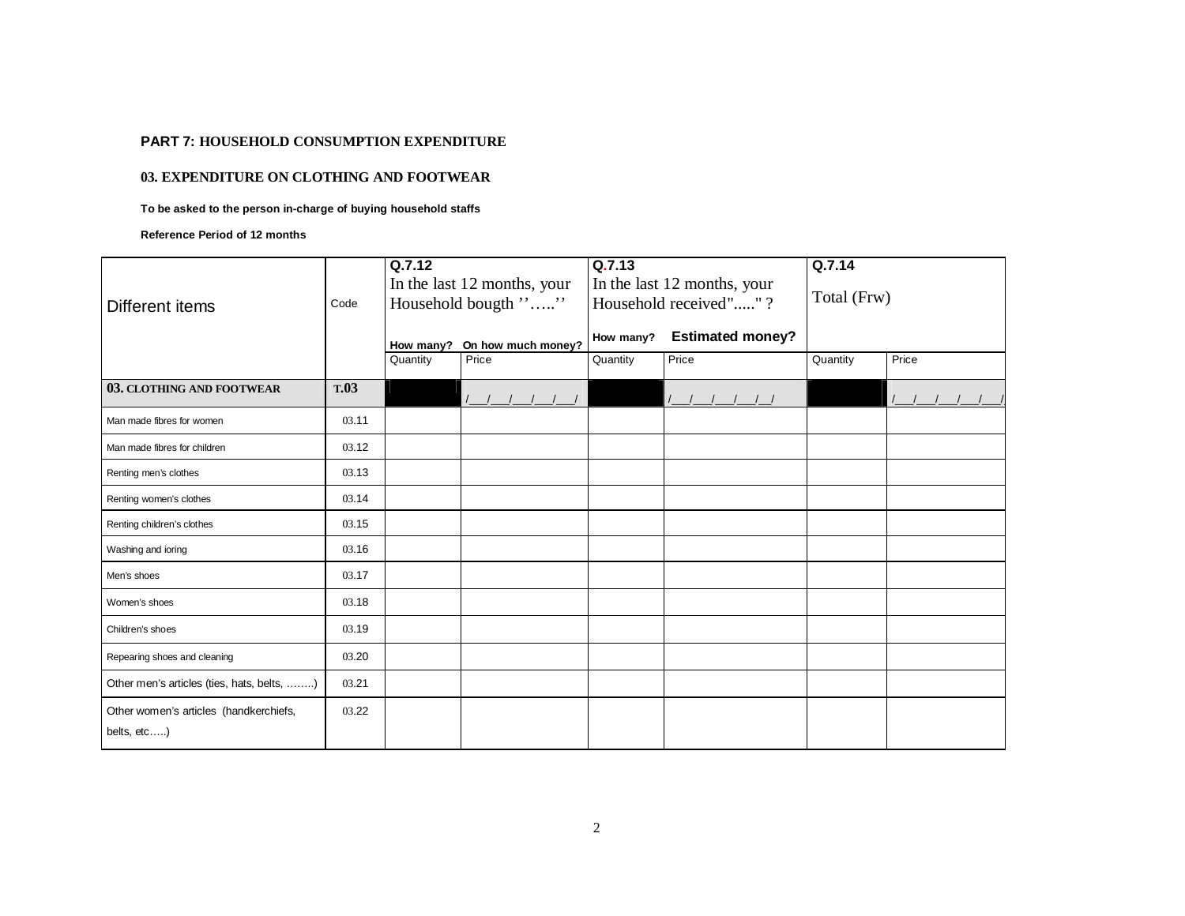**PART 7: HOUSEHOLD CONSUMPTION EXPENDITURE**

**03. EXPENDITURE ON CLOTHING AND FOOTWEAR**

**To be asked to the person in-charge of buying household staffs**

**Reference Period of 12 months**

| Different items | Code | Q.7.12 In the last 12 months, your Household bougth ''…..'' How many? | On how much money? | Q.7.13 In the last 12 months, your Household received"....." ? How many? | Estimated money? | Q.7.14 Total (Frw) | |
|---|---|---|---|---|---|---|---|
| | | Quantity | Price | Quantity | Price | Quantity | Price |
| **03. CLOTHING AND FOOTWEAR** | **T.03** | | /___/___/___/___/___/ | | /___/___/___/___/__/ | | /___/___/___/___/___/ |
| Man made fibres for women | 03.11 | | | | | | |
| Man made fibres for children | 03.12 | | | | | | |
| Renting men's clothes | 03.13 | | | | | | |
| Renting women's clothes | 03.14 | | | | | | |
| Renting children's clothes | 03.15 | | | | | | |
| Washing and ioring | 03.16 | | | | | | |
| Men's shoes | 03.17 | | | | | | |
| Women's shoes | 03.18 | | | | | | |
| Children's shoes | 03.19 | | | | | | |
| Repearing shoes and cleaning | 03.20 | | | | | | |
| Other men's articles (ties, hats, belts, ……..) | 03.21 | | | | | | |
| Other women's articles (handkerchiefs, belts, etc…..) | 03.22 | | | | | | |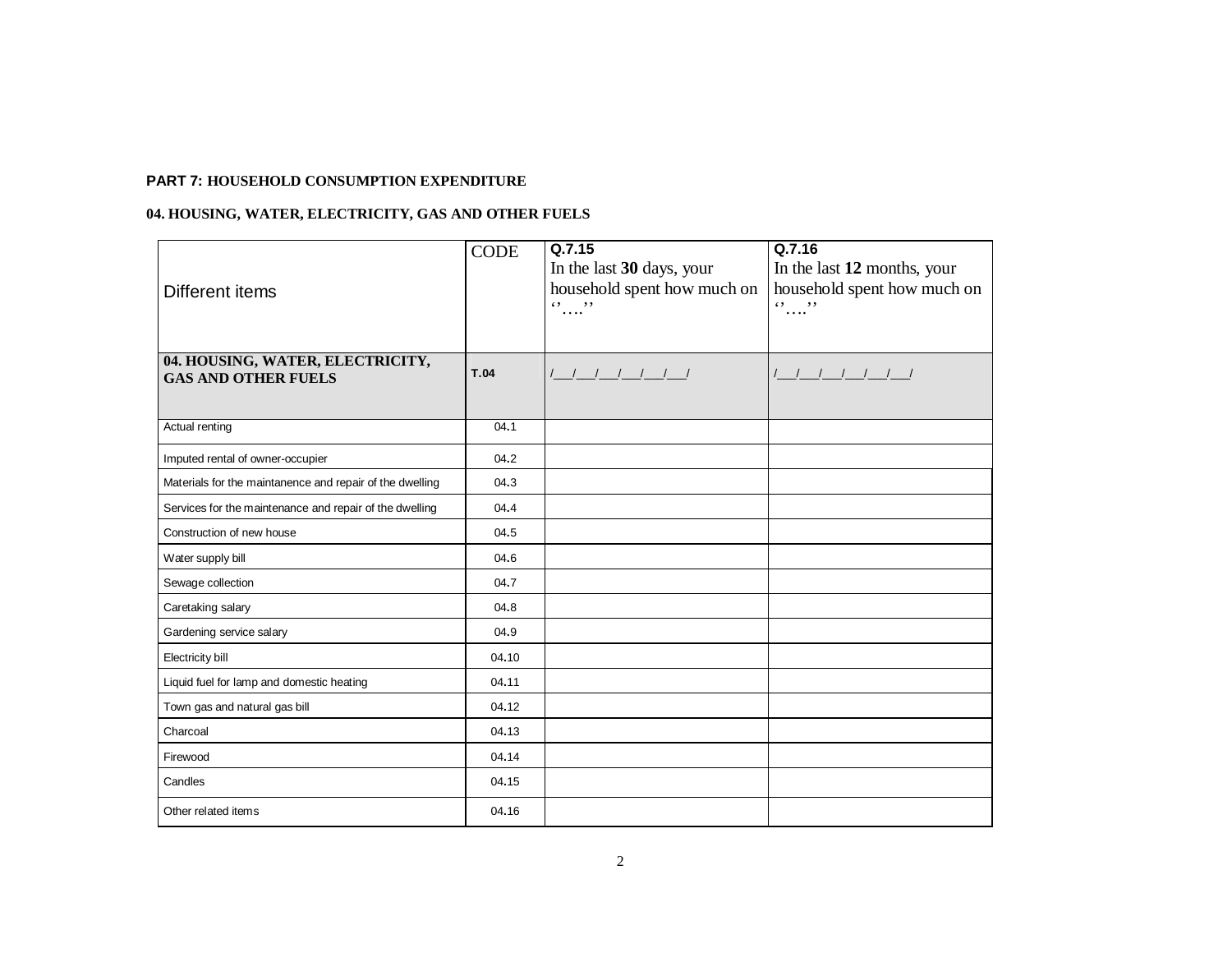**PART 7: HOUSEHOLD CONSUMPTION EXPENDITURE**

**04. HOUSING, WATER, ELECTRICITY, GAS AND OTHER FUELS**

| Different items | CODE | **Q.7.15** In the last **30** days, your household spent how much on ‘’….’’ | **Q.7.16** In the last **12** months, your household spent how much on ‘’….’’ |
|---|---|---|---|
| **04. HOUSING, WATER, ELECTRICITY, GAS AND OTHER FUELS** | **T.04** | /___/___/___/___/___/___/ | /___/___/___/___/___/___/ |
| Actual renting | 04.1 | | |
| Imputed rental of owner-occupier | 04.2 | | |
| Materials for the maintanence and repair of the dwelling | 04.3 | | |
| Services for the maintenance and repair of the dwelling | 04.4 | | |
| Construction of new house | 04.5 | | |
| Water supply bill | 04.6 | | |
| Sewage collection | 04.7 | | |
| Caretaking salary | 04.8 | | |
| Gardening service salary | 04.9 | | |
| Electricity bill | 04.10 | | |
| Liquid fuel for lamp and domestic heating | 04.11 | | |
| Town gas and natural gas bill | 04.12 | | |
| Charcoal | 04.13 | | |
| Firewood | 04.14 | | |
| Candles | 04.15 | | |
| Other related items | 04.16 | | |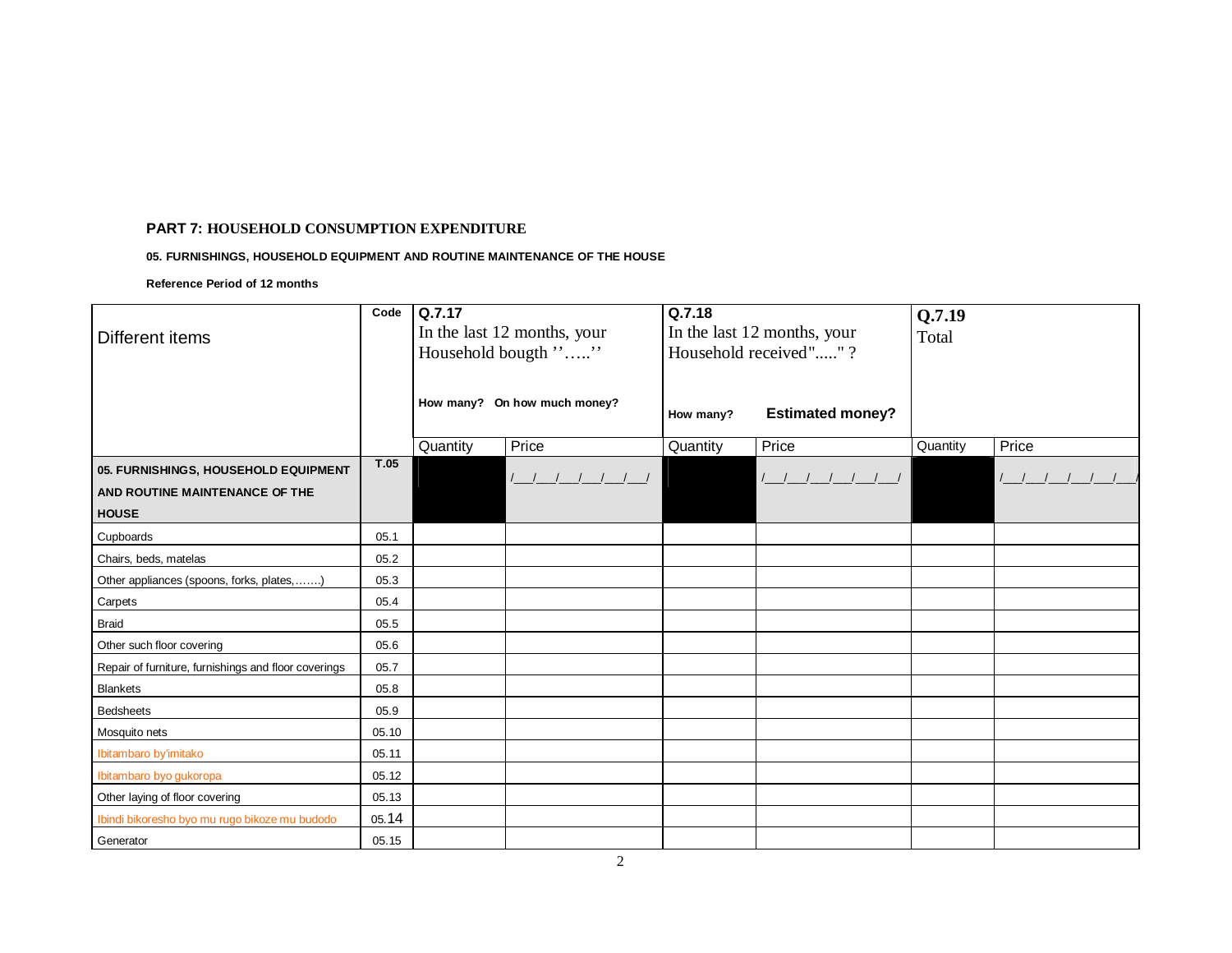**PART 7: HOUSEHOLD CONSUMPTION EXPENDITURE**

**05. FURNISHINGS, HOUSEHOLD EQUIPMENT AND ROUTINE MAINTENANCE OF THE HOUSE**

**Reference Period of 12 months**

| Different items | Code | Q.7.17 In the last 12 months, your Household bougth ''…..'' How many? On how much money? | | Q.7.18 In the last 12 months, your Household received"....." ? How many? Estimated money? | | Q.7.19 Total | |
|---|---|---|---|---|---|---|---|
| | | Quantity | Price | Quantity | Price | Quantity | Price |
| **05. FURNISHINGS, HOUSEHOLD EQUIPMENT AND ROUTINE MAINTENANCE OF THE HOUSE** | **T.05** | | /__/__/__/__/__/__/__/ | | /__/__/__/__/__/__/__/ | | /__/__/__/__/__/__/__/ |
| Cupboards | 05.1 | | | | | | |
| Chairs, beds, matelas | 05.2 | | | | | | |
| Other appliances (spoons, forks, plates,…….) | 05.3 | | | | | | |
| Carpets | 05.4 | | | | | | |
| Braid | 05.5 | | | | | | |
| Other such floor covering | 05.6 | | | | | | |
| Repair of furniture, furnishings and floor coverings | 05.7 | | | | | | |
| Blankets | 05.8 | | | | | | |
| Bedsheets | 05.9 | | | | | | |
| Mosquito nets | 05.10 | | | | | | |
| Ibitambaro by'imitako | 05.11 | | | | | | |
| Ibitambaro byo gukoropa | 05.12 | | | | | | |
| Other laying of floor covering | 05.13 | | | | | | |
| Ibindi bikoresho byo mu rugo bikoze mu budodo | 05.14 | | | | | | |
| Generator | 05.15 | | | | | | |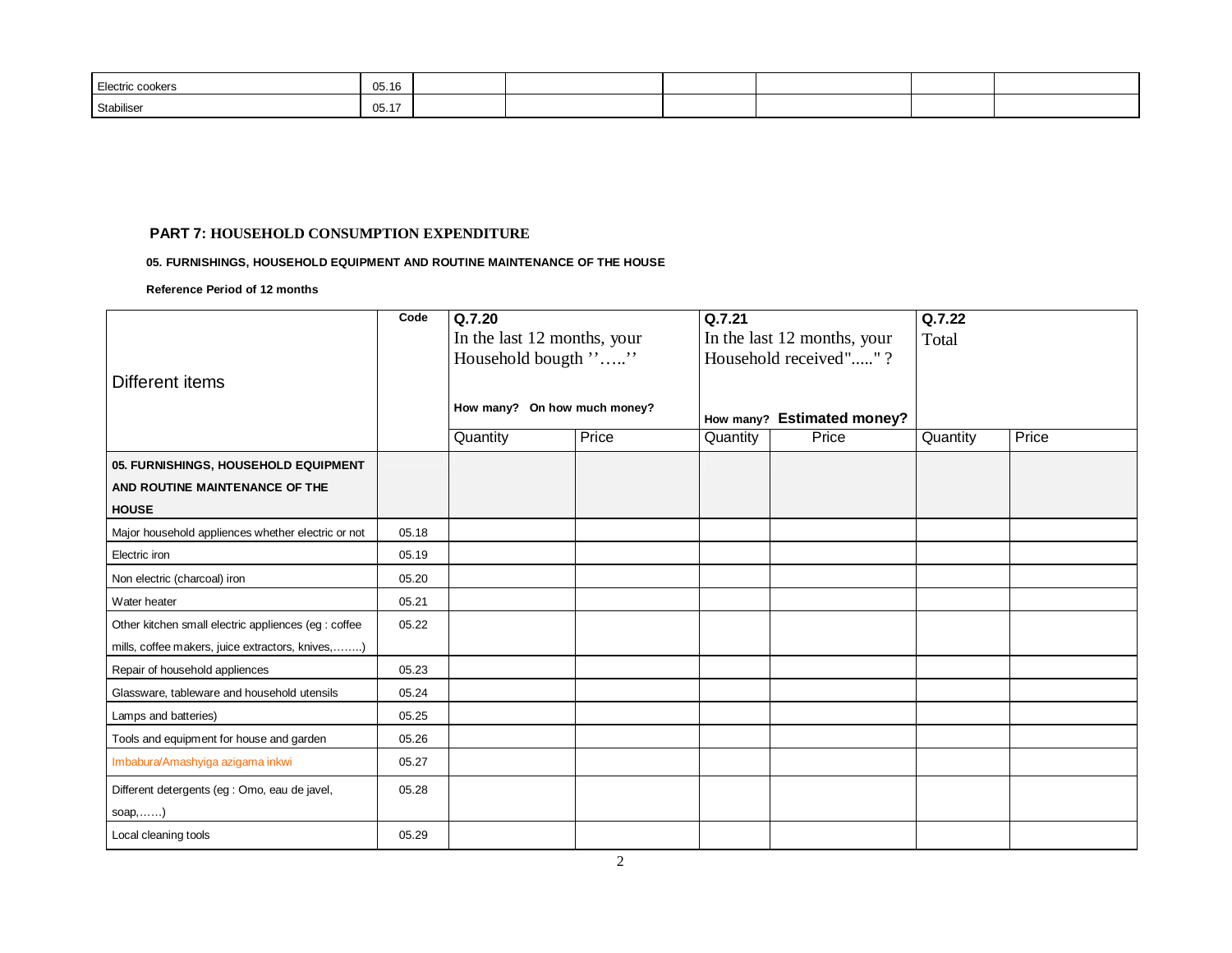| Electric cookers | 05.16 | | | | | | |
|---|---|---|---|---|---|---|---|
| Stabiliser | 05.17 | | | | | | |

**PART 7: HOUSEHOLD CONSUMPTION EXPENDITURE**

**05. FURNISHINGS, HOUSEHOLD EQUIPMENT AND ROUTINE MAINTENANCE OF THE HOUSE**

**Reference Period of 12 months**

| Different items | Code | **Q.7.20** In the last 12 months, your Household bougth ''…..'' **How many? On how much money?** | | **Q.7.21** In the last 12 months, your Household received"....." ? **How many? Estimated money?** | | **Q.7.22** Total | |
|---|---|---|---|---|---|---|---|
| | | Quantity | Price | Quantity | Price | Quantity | Price |
| **05. FURNISHINGS, HOUSEHOLD EQUIPMENT AND ROUTINE MAINTENANCE OF THE HOUSE** | | | | | | | |
| Major household appliences whether electric or not | 05.18 | | | | | | |
| Electric iron | 05.19 | | | | | | |
| Non electric (charcoal) iron | 05.20 | | | | | | |
| Water heater | 05.21 | | | | | | |
| Other kitchen small electric appliences (eg : coffee mills, coffee makers, juice extractors, knives,……..) | 05.22 | | | | | | |
| Repair of household appliences | 05.23 | | | | | | |
| Glassware, tableware and household utensils | 05.24 | | | | | | |
| Lamps and batteries) | 05.25 | | | | | | |
| Tools and equipment for house and garden | 05.26 | | | | | | |
| Imbabura/Amashyiga azigama inkwi | 05.27 | | | | | | |
| Different detergents (eg : Omo, eau de javel, soap,……) | 05.28 | | | | | | |
| Local cleaning tools | 05.29 | | | | | | |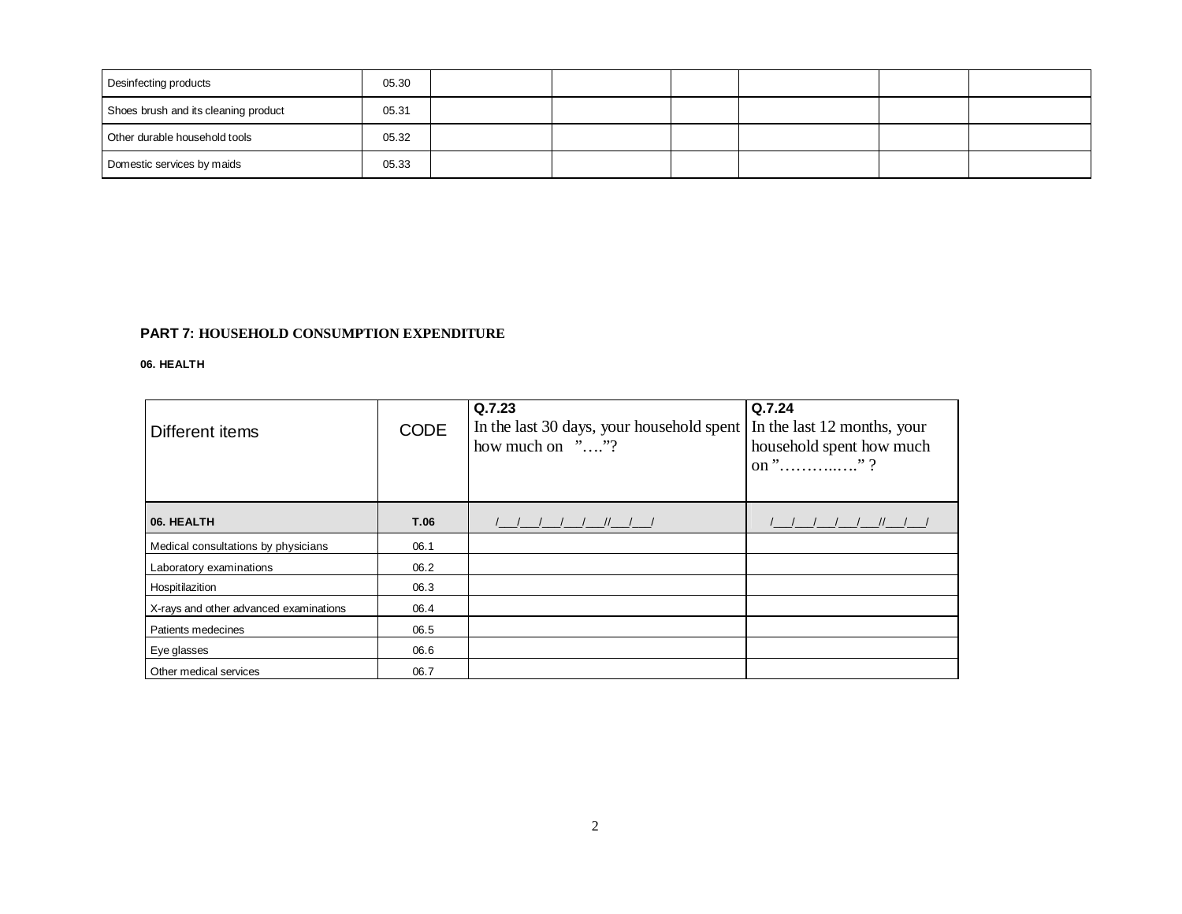| Desinfecting products | 05.30 | | | | | | |
|---|---|---|---|---|---|---|---|
| Shoes brush and its cleaning product | 05.31 | | | | | | |
| Other durable household tools | 05.32 | | | | | | |
| Domestic services by maids | 05.33 | | | | | | |

**PART 7: HOUSEHOLD CONSUMPTION EXPENDITURE**

**06. HEALTH**

| Different items | CODE | Q.7.23 In the last 30 days, your household spent how much on "…."? | Q.7.24 In the last 12 months, your household spent how much on "………..…." ? |
|---|---|---|---|
| **06. HEALTH** | **T.06** | /___/___/___/___/___//___/___/ | /___/___/___/___/___//___/___/ |
| Medical consultations by physicians | 06.1 | | |
| Laboratory examinations | 06.2 | | |
| Hospitilazition | 06.3 | | |
| X-rays and other advanced examinations | 06.4 | | |
| Patients medecines | 06.5 | | |
| Eye glasses | 06.6 | | |
| Other medical services | 06.7 | | |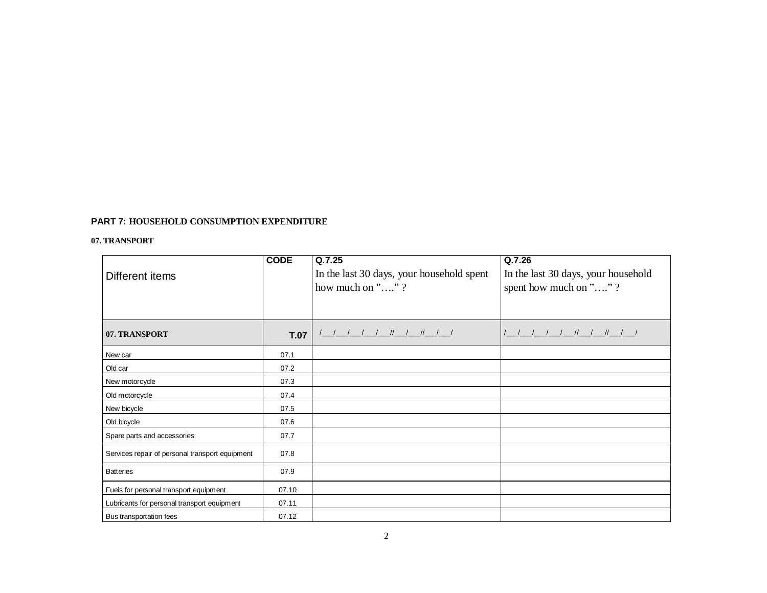**PART 7: HOUSEHOLD CONSUMPTION EXPENDITURE**

**07. TRANSPORT**

| Different items | CODE | Q.7.25<br>In the last 30 days, your household spent how much on "…." ? | Q.7.26<br>In the last 30 days, your household spent how much on "…." ? |
|---|---|---|---|
| **07. TRANSPORT** | **T.07** | /___/___/___/___/___//___/___//___/___/ | /___/___/___/___/___//___/___//___/___/ |
| New car | 07.1 | | |
| Old car | 07.2 | | |
| New motorcycle | 07.3 | | |
| Old motorcycle | 07.4 | | |
| New bicycle | 07.5 | | |
| Old bicycle | 07.6 | | |
| Spare parts and accessories | 07.7 | | |
| Services repair of personal transport equipment | 07.8 | | |
| Batteries | 07.9 | | |
| Fuels for personal transport equipment | 07.10 | | |
| Lubricants for personal transport equipment | 07.11 | | |
| Bus transportation fees | 07.12 | | |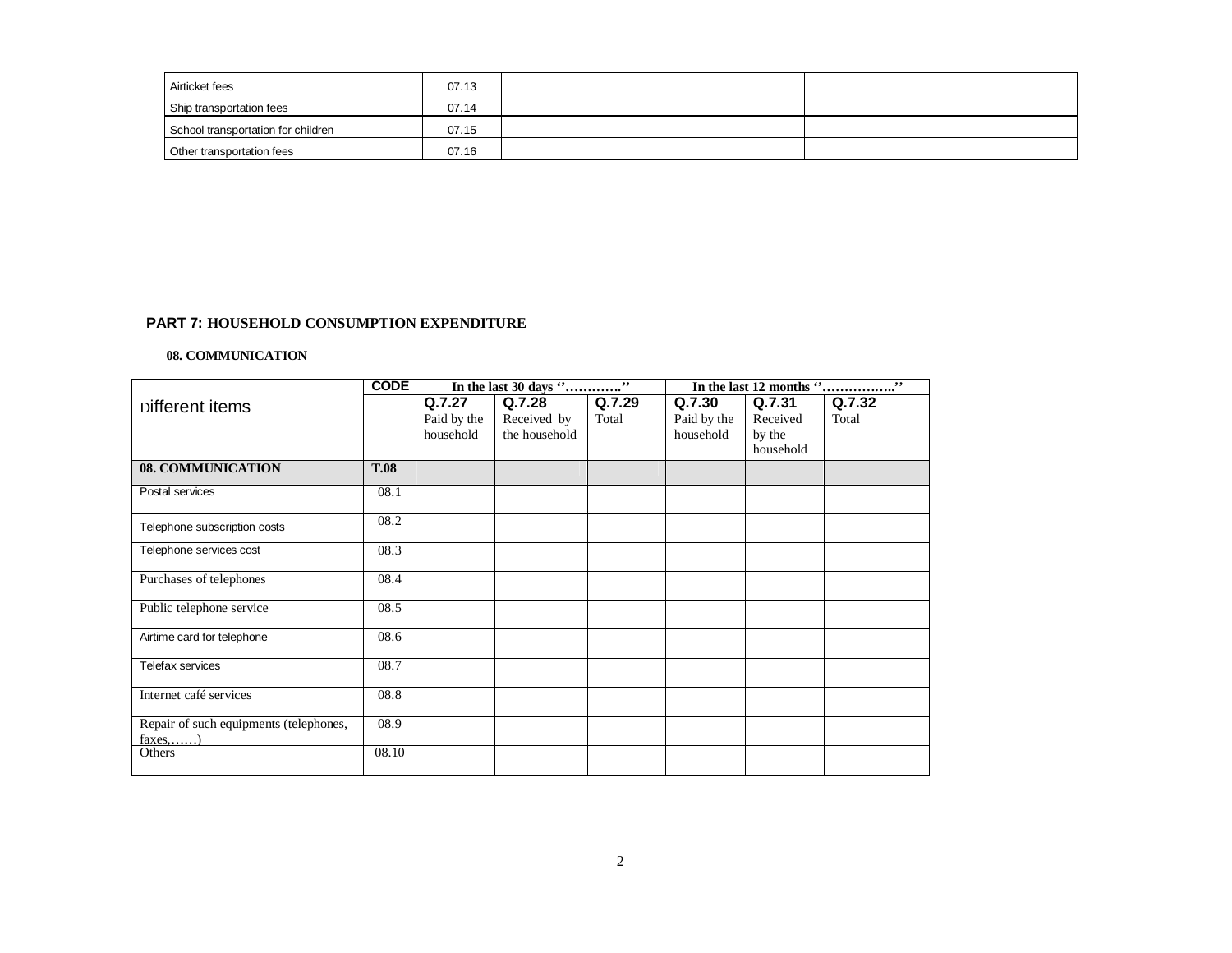| Airticket fees | 07.13 | | |
|---|---|---|---|
| Ship transportation fees | 07.14 | | |
| School transportation for children | 07.15 | | |
| Other transportation fees | 07.16 | | |

## PART 7: HOUSEHOLD CONSUMPTION EXPENDITURE

### 08. COMMUNICATION

| Different items | CODE | In the last 30 days ''…………'' | | | In the last 12 months ''……………..'' | | |
|---|---|---|---|---|---|---|---|
| | | Q.7.27 Paid by the household | Q.7.28 Received by the household | Q.7.29 Total | Q.7.30 Paid by the household | Q.7.31 Received by the household | Q.7.32 Total |
| **08. COMMUNICATION** | **T.08** | | | | | | |
| Postal services | 08.1 | | | | | | |
| Telephone subscription costs | 08.2 | | | | | | |
| Telephone services cost | 08.3 | | | | | | |
| Purchases of telephones | 08.4 | | | | | | |
| Public telephone service | 08.5 | | | | | | |
| Airtime card for telephone | 08.6 | | | | | | |
| Telefax services | 08.7 | | | | | | |
| Internet café services | 08.8 | | | | | | |
| Repair of such equipments (telephones, faxes,……) | 08.9 | | | | | | |
| Others | 08.10 | | | | | | |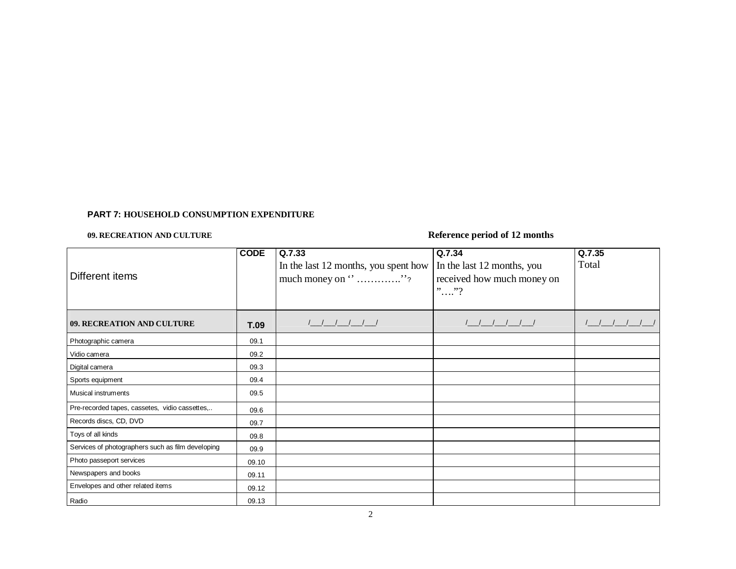**PART 7: HOUSEHOLD CONSUMPTION EXPENDITURE**

**09. RECREATION AND CULTURE** **Reference period of 12 months**

| Different items | CODE | Q.7.33 In the last 12 months, you spent how much money on '' ………….''? | Q.7.34 In the last 12 months, you received how much money on "…."? | Q.7.35 Total |
|---|---|---|---|---|
| **09. RECREATION AND CULTURE** | **T.09** | /__/__/__/__/__/ | /__/__/__/__/__/ | /__/__/__/__/__/ |
| Photographic camera | 09.1 | | | |
| Vidio camera | 09.2 | | | |
| Digital camera | 09.3 | | | |
| Sports equipment | 09.4 | | | |
| Musical instruments | 09.5 | | | |
| Pre-recorded tapes, cassetes, vidio cassettes,.. | 09.6 | | | |
| Records discs, CD, DVD | 09.7 | | | |
| Toys of all kinds | 09.8 | | | |
| Services of photographers such as film developing | 09.9 | | | |
| Photo passeport services | 09.10 | | | |
| Newspapers and books | 09.11 | | | |
| Envelopes and other related items | 09.12 | | | |
| Radio | 09.13 | | | |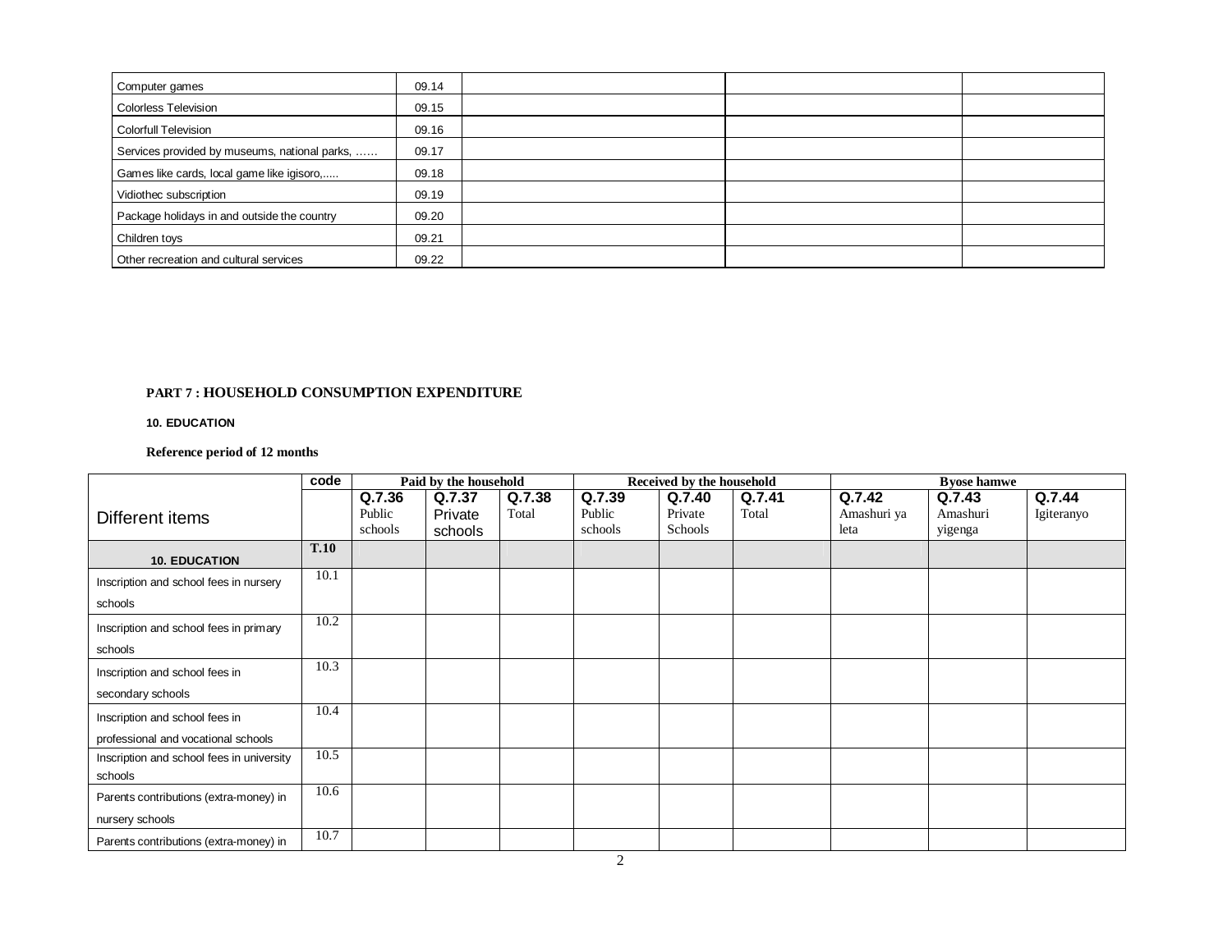| | | | | |
|---|---|---|---|---|
| Computer games | 09.14 | | | |
| Colorless Television | 09.15 | | | |
| Colorfull Television | 09.16 | | | |
| Services provided by museums, national parks, …… | 09.17 | | | |
| Games like cards, local game like igisoro,..... | 09.18 | | | |
| Vidiothec subscription | 09.19 | | | |
| Package holidays in and outside the country | 09.20 | | | |
| Children toys | 09.21 | | | |
| Other recreation and cultural services | 09.22 | | | |

**PART 7 : HOUSEHOLD CONSUMPTION EXPENDITURE**

**10. EDUCATION**

**Reference period of 12 months**

| | code | Paid by the household | | | Received by the household | | | Byose hamwe | | |
|---|---|---|---|---|---|---|---|---|---|---|
| Different items | | **Q.7.36** Public schools | **Q.7.37** Private schools | **Q.7.38** Total | **Q.7.39** Public schools | **Q.7.40** Private Schools | **Q.7.41** Total | **Q.7.42** Amashuri ya leta | **Q.7.43** Amashuri yigenga | **Q.7.44** Igiteranyo |
| **10. EDUCATION** | **T.10** | | | | | | | | | |
| Inscription and school fees in nursery schools | 10.1 | | | | | | | | | |
| Inscription and school fees in primary schools | 10.2 | | | | | | | | | |
| Inscription and school fees in secondary schools | 10.3 | | | | | | | | | |
| Inscription and school fees in professional and vocational schools | 10.4 | | | | | | | | | |
| Inscription and school fees in university schools | 10.5 | | | | | | | | | |
| Parents contributions (extra-money) in nursery schools | 10.6 | | | | | | | | | |
| Parents contributions (extra-money) in | 10.7 | | | | | | | | | |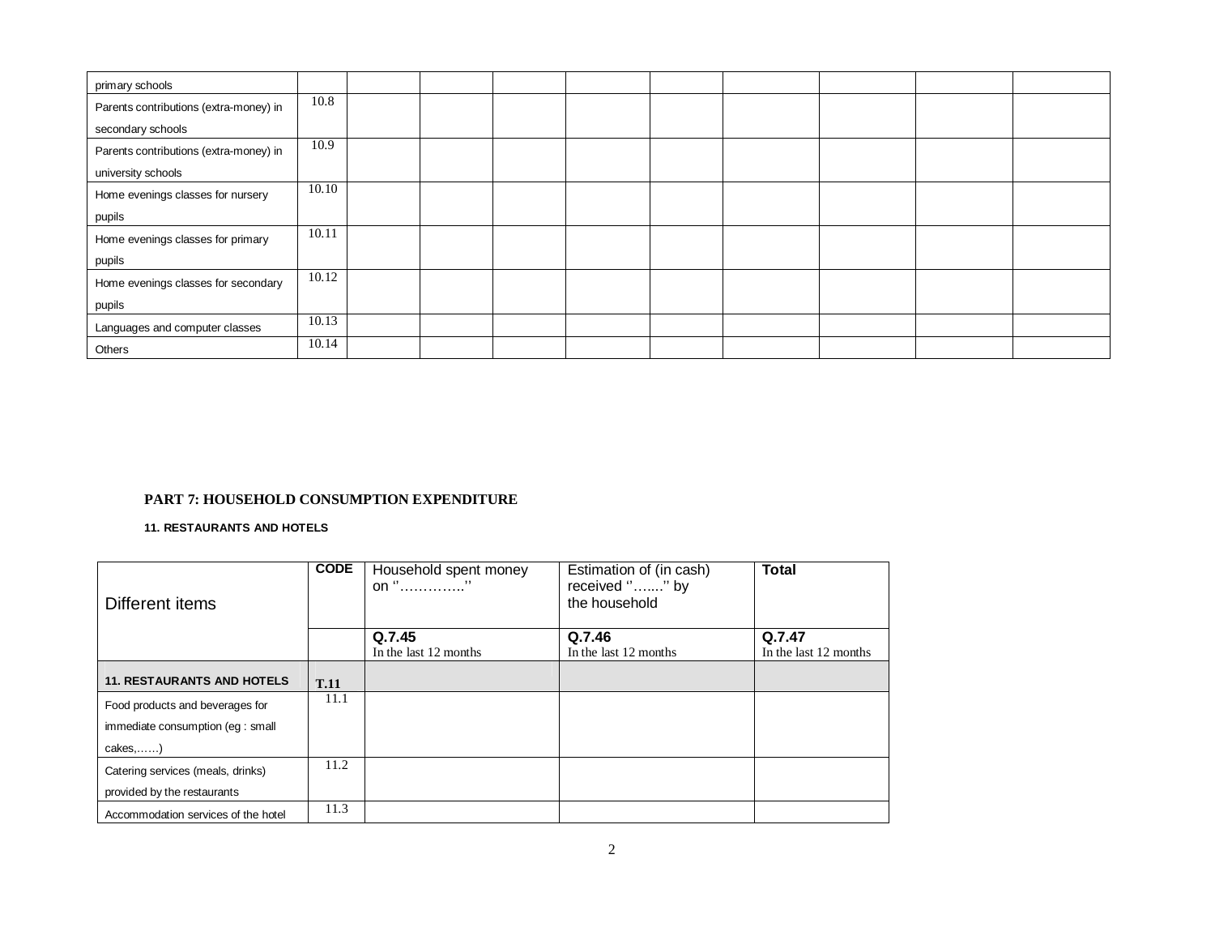| | | | | | | | | | | |
|---|---|---|---|---|---|---|---|---|---|---|
| primary schools | | | | | | | | | | |
| Parents contributions (extra-money) in secondary schools | 10.8 | | | | | | | | | |
| Parents contributions (extra-money) in university schools | 10.9 | | | | | | | | | |
| Home evenings classes for nursery pupils | 10.10 | | | | | | | | | |
| Home evenings classes for primary pupils | 10.11 | | | | | | | | | |
| Home evenings classes for secondary pupils | 10.12 | | | | | | | | | |
| Languages and computer classes | 10.13 | | | | | | | | | |
| Others | 10.14 | | | | | | | | | |

**PART 7: HOUSEHOLD CONSUMPTION EXPENDITURE**

**11. RESTAURANTS AND HOTELS**

| Different items | CODE | Household spent money on ''…………..'' | Estimation of (in cash) received ''…....'' by the household | Total |
|---|---|---|---|---|
| | | **Q.7.45** In the last 12 months | **Q.7.46** In the last 12 months | **Q.7.47** In the last 12 months |
| **11. RESTAURANTS AND HOTELS** | **T.11** | | | |
| Food products and beverages for immediate consumption (eg : small cakes,……) | 11.1 | | | |
| Catering services (meals, drinks) provided by the restaurants | 11.2 | | | |
| Accommodation services of the hotel | 11.3 | | | |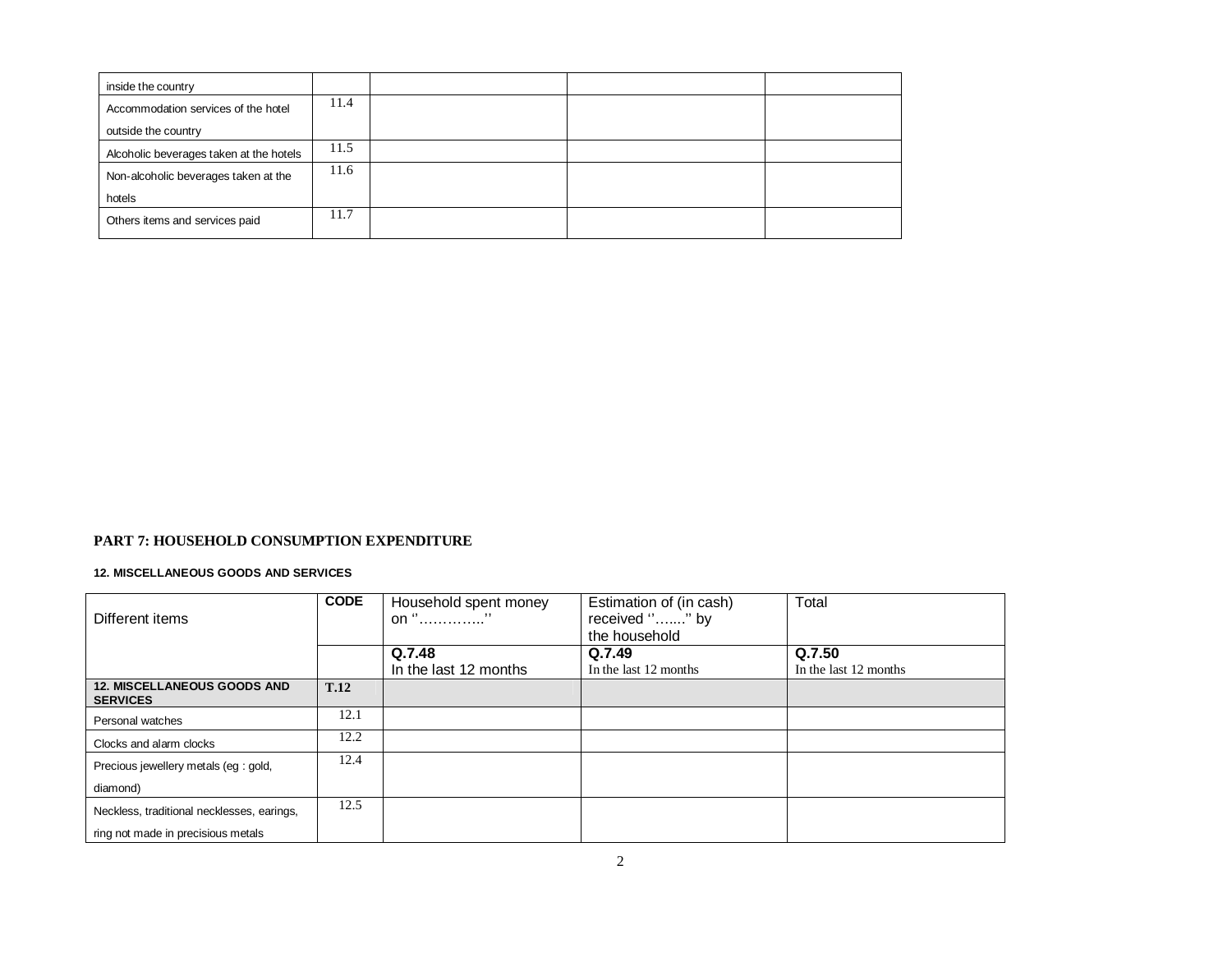| | | | | |
|---|---|---|---|---|
| inside the country | | | | |
| Accommodation services of the hotel outside the country | 11.4 | | | |
| Alcoholic beverages taken at the hotels | 11.5 | | | |
| Non-alcoholic beverages taken at the hotels | 11.6 | | | |
| Others items and services paid | 11.7 | | | |

**PART 7: HOUSEHOLD CONSUMPTION EXPENDITURE**

**12. MISCELLANEOUS GOODS AND SERVICES**

| Different items | CODE | Household spent money on ''…………..'' | Estimation of (in cash) received ''….....'' by the household | Total |
|---|---|---|---|---|
| | | **Q.7.48** In the last 12 months | **Q.7.49** In the last 12 months | **Q.7.50** In the last 12 months |
| **12. MISCELLANEOUS GOODS AND SERVICES** | **T.12** | | | |
| Personal watches | 12.1 | | | |
| Clocks and alarm clocks | 12.2 | | | |
| Precious jewellery metals (eg : gold, diamond) | 12.4 | | | |
| Neckless, traditional necklesses, earings, ring not made in precisious metals | 12.5 | | | |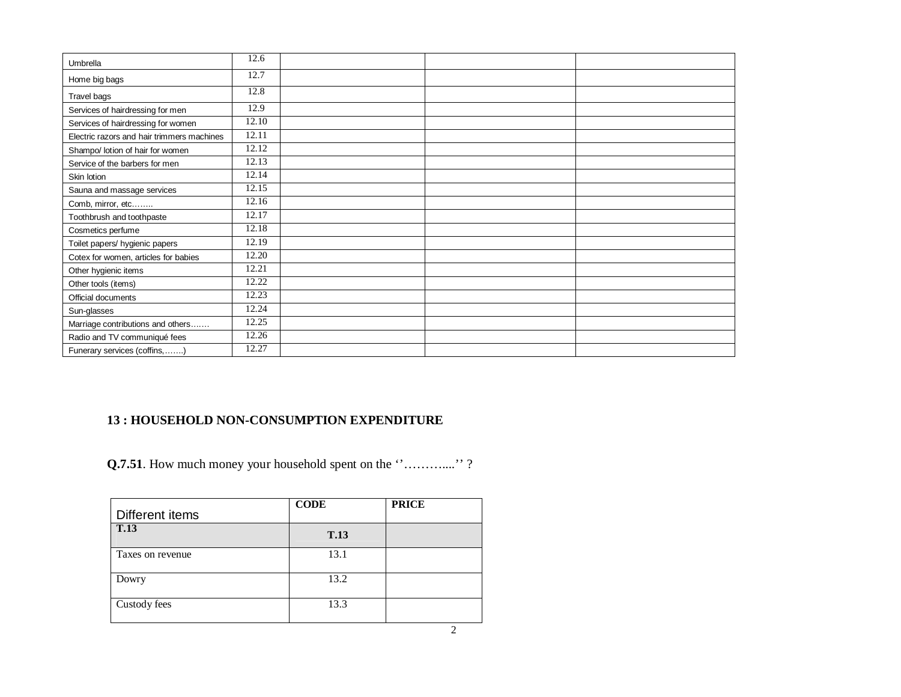| | | | | |
|---|---|---|---|---|
| Umbrella | 12.6 | | | |
| Home big bags | 12.7 | | | |
| Travel bags | 12.8 | | | |
| Services of hairdressing for men | 12.9 | | | |
| Services of hairdressing for women | 12.10 | | | |
| Electric razors and hair trimmers machines | 12.11 | | | |
| Shampo/ lotion of hair for women | 12.12 | | | |
| Service of the barbers for men | 12.13 | | | |
| Skin lotion | 12.14 | | | |
| Sauna and massage services | 12.15 | | | |
| Comb, mirror, etc…….. | 12.16 | | | |
| Toothbrush and toothpaste | 12.17 | | | |
| Cosmetics perfume | 12.18 | | | |
| Toilet papers/ hygienic papers | 12.19 | | | |
| Cotex for women, articles for babies | 12.20 | | | |
| Other hygienic items | 12.21 | | | |
| Other tools (items) | 12.22 | | | |
| Official documents | 12.23 | | | |
| Sun-glasses | 12.24 | | | |
| Marriage contributions and others……. | 12.25 | | | |
| Radio and TV communiqué fees | 12.26 | | | |
| Funerary services (coffins,…….) | 12.27 | | | |

## 13 : HOUSEHOLD NON-CONSUMPTION EXPENDITURE

**Q.7.51**. How much money your household spent on the ''………....'' ?

| Different items | CODE | PRICE |
|---|---|---|
| **T.13** | **T.13** | |
| Taxes on revenue | 13.1 | |
| Dowry | 13.2 | |
| Custody fees | 13.3 | |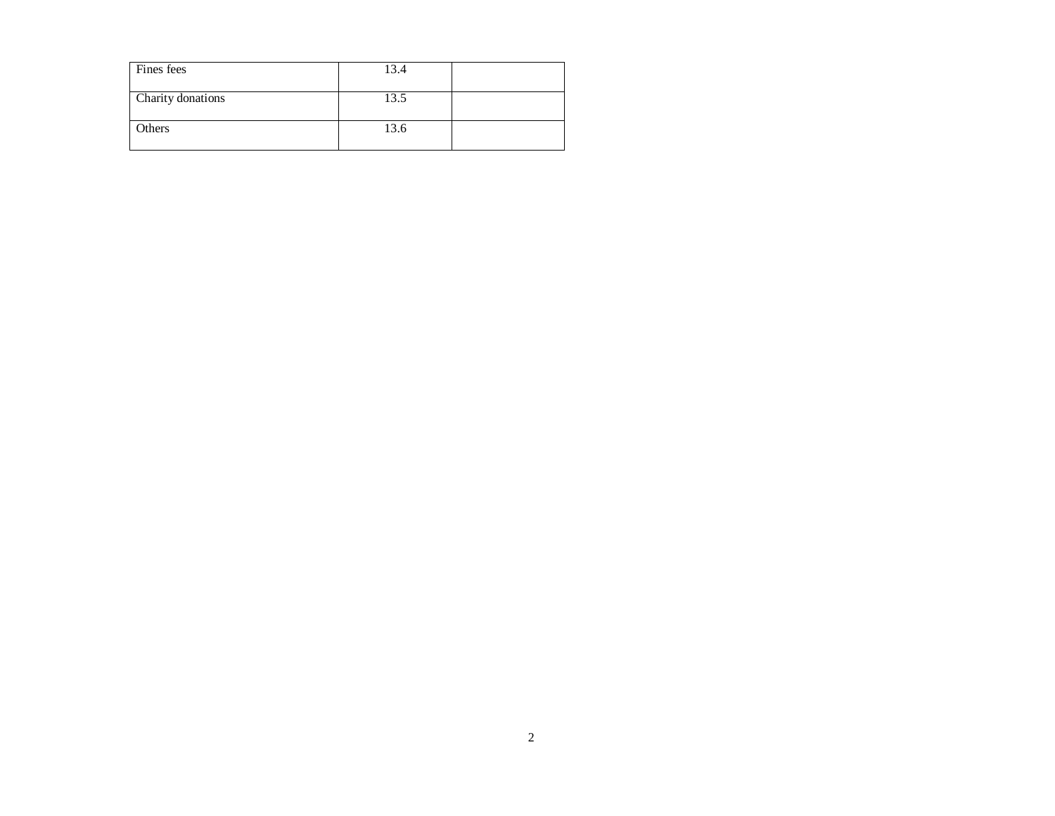| | | |
|---|---|---|
| Fines fees | 13.4 | |
| Charity donations | 13.5 | |
| Others | 13.6 | |